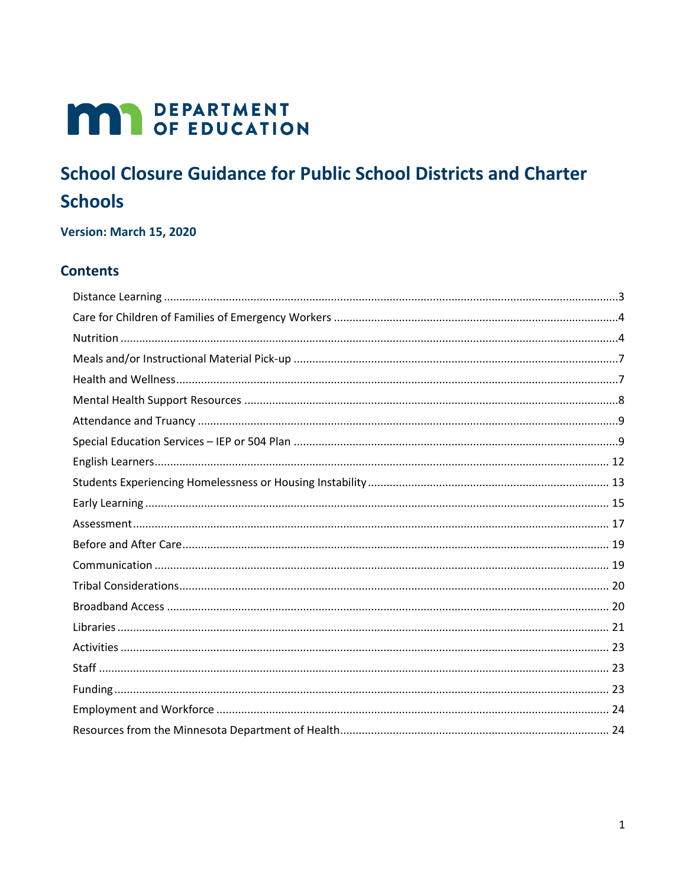MN DEPARTMENT OF EDUCATION

# School Closure Guidance for Public School Districts and Charter Schools

**Version: March 15, 2020**

## Contents

- Distance Learning ... 3
- Care for Children of Families of Emergency Workers ... 4
- Nutrition ... 4
- Meals and/or Instructional Material Pick-up ... 7
- Health and Wellness ... 7
- Mental Health Support Resources ... 8
- Attendance and Truancy ... 9
- Special Education Services – IEP or 504 Plan ... 9
- English Learners ... 12
- Students Experiencing Homelessness or Housing Instability ... 13
- Early Learning ... 15
- Assessment ... 17
- Before and After Care ... 19
- Communication ... 19
- Tribal Considerations ... 20
- Broadband Access ... 20
- Libraries ... 21
- Activities ... 23
- Staff ... 23
- Funding ... 23
- Employment and Workforce ... 24
- Resources from the Minnesota Department of Health ... 24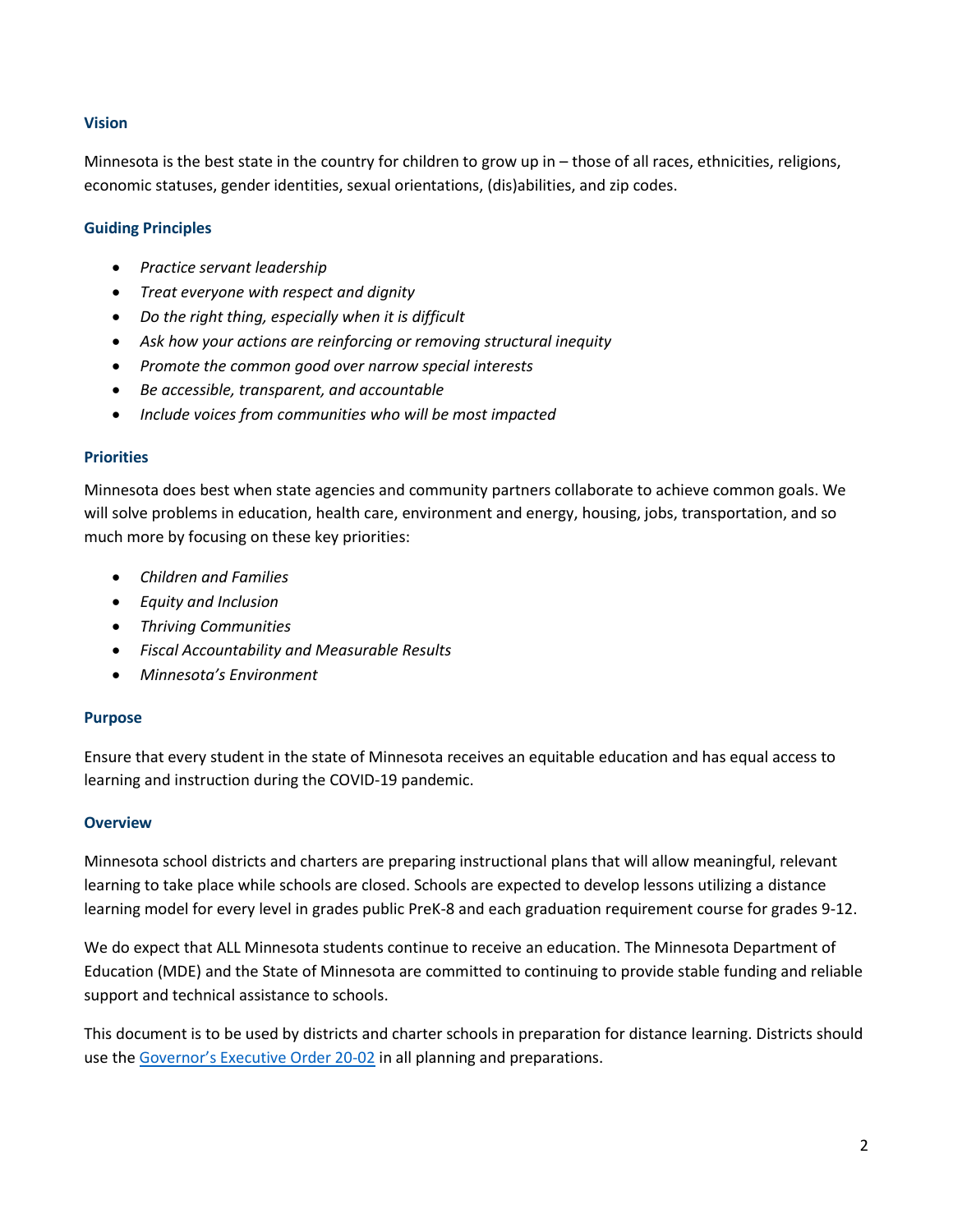### Vision

Minnesota is the best state in the country for children to grow up in – those of all races, ethnicities, religions, economic statuses, gender identities, sexual orientations, (dis)abilities, and zip codes.

### Guiding Principles

- *Practice servant leadership*
- *Treat everyone with respect and dignity*
- *Do the right thing, especially when it is difficult*
- *Ask how your actions are reinforcing or removing structural inequity*
- *Promote the common good over narrow special interests*
- *Be accessible, transparent, and accountable*
- *Include voices from communities who will be most impacted*

### Priorities

Minnesota does best when state agencies and community partners collaborate to achieve common goals. We will solve problems in education, health care, environment and energy, housing, jobs, transportation, and so much more by focusing on these key priorities:

- *Children and Families*
- *Equity and Inclusion*
- *Thriving Communities*
- *Fiscal Accountability and Measurable Results*
- *Minnesota's Environment*

### Purpose

Ensure that every student in the state of Minnesota receives an equitable education and has equal access to learning and instruction during the COVID-19 pandemic.

### Overview

Minnesota school districts and charters are preparing instructional plans that will allow meaningful, relevant learning to take place while schools are closed. Schools are expected to develop lessons utilizing a distance learning model for every level in grades public PreK-8 and each graduation requirement course for grades 9-12.

We do expect that ALL Minnesota students continue to receive an education. The Minnesota Department of Education (MDE) and the State of Minnesota are committed to continuing to provide stable funding and reliable support and technical assistance to schools.

This document is to be used by districts and charter schools in preparation for distance learning. Districts should use the Governor's Executive Order 20-02 in all planning and preparations.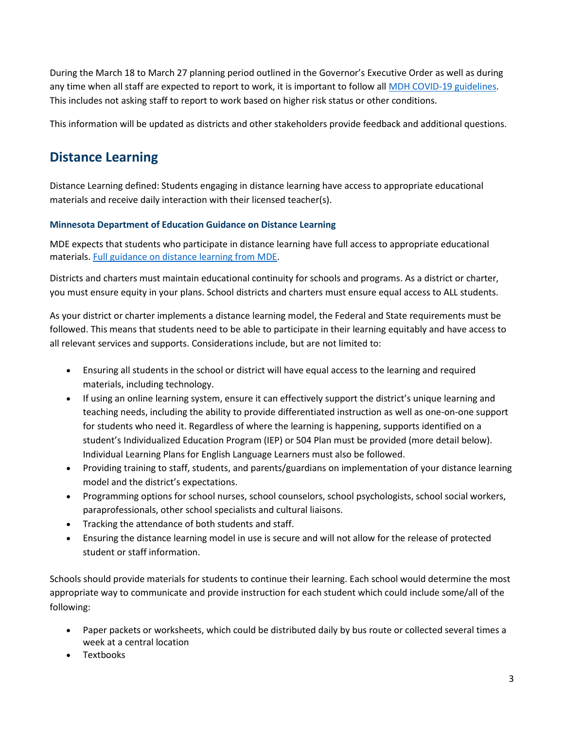During the March 18 to March 27 planning period outlined in the Governor's Executive Order as well as during any time when all staff are expected to report to work, it is important to follow all [MDH COVID-19 guidelines](). This includes not asking staff to report to work based on higher risk status or other conditions.

This information will be updated as districts and other stakeholders provide feedback and additional questions.

## Distance Learning

Distance Learning defined: Students engaging in distance learning have access to appropriate educational materials and receive daily interaction with their licensed teacher(s).

### Minnesota Department of Education Guidance on Distance Learning

MDE expects that students who participate in distance learning have full access to appropriate educational materials. [Full guidance on distance learning from MDE]().

Districts and charters must maintain educational continuity for schools and programs. As a district or charter, you must ensure equity in your plans. School districts and charters must ensure equal access to ALL students.

As your district or charter implements a distance learning model, the Federal and State requirements must be followed. This means that students need to be able to participate in their learning equitably and have access to all relevant services and supports. Considerations include, but are not limited to:

- Ensuring all students in the school or district will have equal access to the learning and required materials, including technology.
- If using an online learning system, ensure it can effectively support the district's unique learning and teaching needs, including the ability to provide differentiated instruction as well as one-on-one support for students who need it. Regardless of where the learning is happening, supports identified on a student's Individualized Education Program (IEP) or 504 Plan must be provided (more detail below). Individual Learning Plans for English Language Learners must also be followed.
- Providing training to staff, students, and parents/guardians on implementation of your distance learning model and the district's expectations.
- Programming options for school nurses, school counselors, school psychologists, school social workers, paraprofessionals, other school specialists and cultural liaisons.
- Tracking the attendance of both students and staff.
- Ensuring the distance learning model in use is secure and will not allow for the release of protected student or staff information.

Schools should provide materials for students to continue their learning. Each school would determine the most appropriate way to communicate and provide instruction for each student which could include some/all of the following:

- Paper packets or worksheets, which could be distributed daily by bus route or collected several times a week at a central location
- Textbooks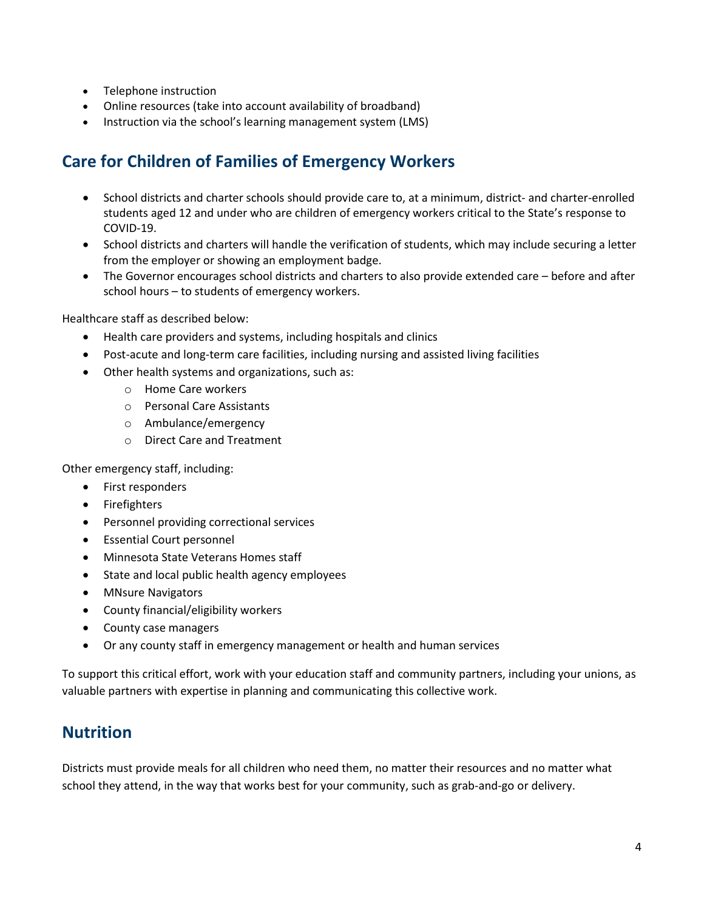- Telephone instruction
- Online resources (take into account availability of broadband)
- Instruction via the school's learning management system (LMS)

## Care for Children of Families of Emergency Workers

- School districts and charter schools should provide care to, at a minimum, district- and charter-enrolled students aged 12 and under who are children of emergency workers critical to the State's response to COVID-19.
- School districts and charters will handle the verification of students, which may include securing a letter from the employer or showing an employment badge.
- The Governor encourages school districts and charters to also provide extended care – before and after school hours – to students of emergency workers.

Healthcare staff as described below:

- Health care providers and systems, including hospitals and clinics
- Post-acute and long-term care facilities, including nursing and assisted living facilities
- Other health systems and organizations, such as:
  - Home Care workers
  - Personal Care Assistants
  - Ambulance/emergency
  - Direct Care and Treatment

Other emergency staff, including:

- First responders
- Firefighters
- Personnel providing correctional services
- Essential Court personnel
- Minnesota State Veterans Homes staff
- State and local public health agency employees
- MNsure Navigators
- County financial/eligibility workers
- County case managers
- Or any county staff in emergency management or health and human services

To support this critical effort, work with your education staff and community partners, including your unions, as valuable partners with expertise in planning and communicating this collective work.

## Nutrition

Districts must provide meals for all children who need them, no matter their resources and no matter what school they attend, in the way that works best for your community, such as grab-and-go or delivery.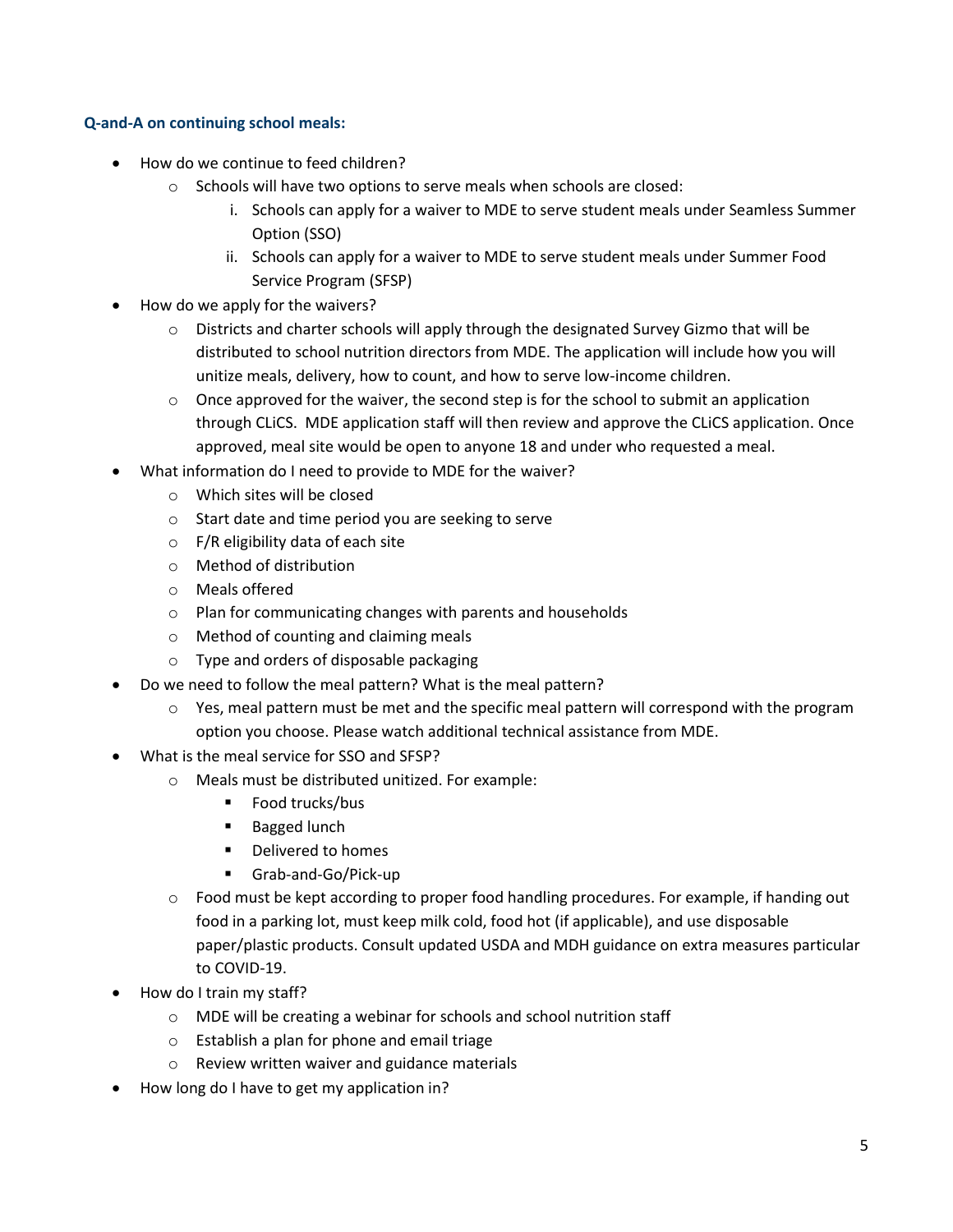**Q-and-A on continuing school meals:**

- How do we continue to feed children?
  - Schools will have two options to serve meals when schools are closed:
    1. Schools can apply for a waiver to MDE to serve student meals under Seamless Summer Option (SSO)
    2. Schools can apply for a waiver to MDE to serve student meals under Summer Food Service Program (SFSP)
- How do we apply for the waivers?
  - Districts and charter schools will apply through the designated Survey Gizmo that will be distributed to school nutrition directors from MDE. The application will include how you will unitize meals, delivery, how to count, and how to serve low-income children.
  - Once approved for the waiver, the second step is for the school to submit an application through CLiCS. MDE application staff will then review and approve the CLiCS application. Once approved, meal site would be open to anyone 18 and under who requested a meal.
- What information do I need to provide to MDE for the waiver?
  - Which sites will be closed
  - Start date and time period you are seeking to serve
  - F/R eligibility data of each site
  - Method of distribution
  - Meals offered
  - Plan for communicating changes with parents and households
  - Method of counting and claiming meals
  - Type and orders of disposable packaging
- Do we need to follow the meal pattern? What is the meal pattern?
  - Yes, meal pattern must be met and the specific meal pattern will correspond with the program option you choose. Please watch additional technical assistance from MDE.
- What is the meal service for SSO and SFSP?
  - Meals must be distributed unitized. For example:
    - Food trucks/bus
    - Bagged lunch
    - Delivered to homes
    - Grab-and-Go/Pick-up
  - Food must be kept according to proper food handling procedures. For example, if handing out food in a parking lot, must keep milk cold, food hot (if applicable), and use disposable paper/plastic products. Consult updated USDA and MDH guidance on extra measures particular to COVID-19.
- How do I train my staff?
  - MDE will be creating a webinar for schools and school nutrition staff
  - Establish a plan for phone and email triage
  - Review written waiver and guidance materials
- How long do I have to get my application in?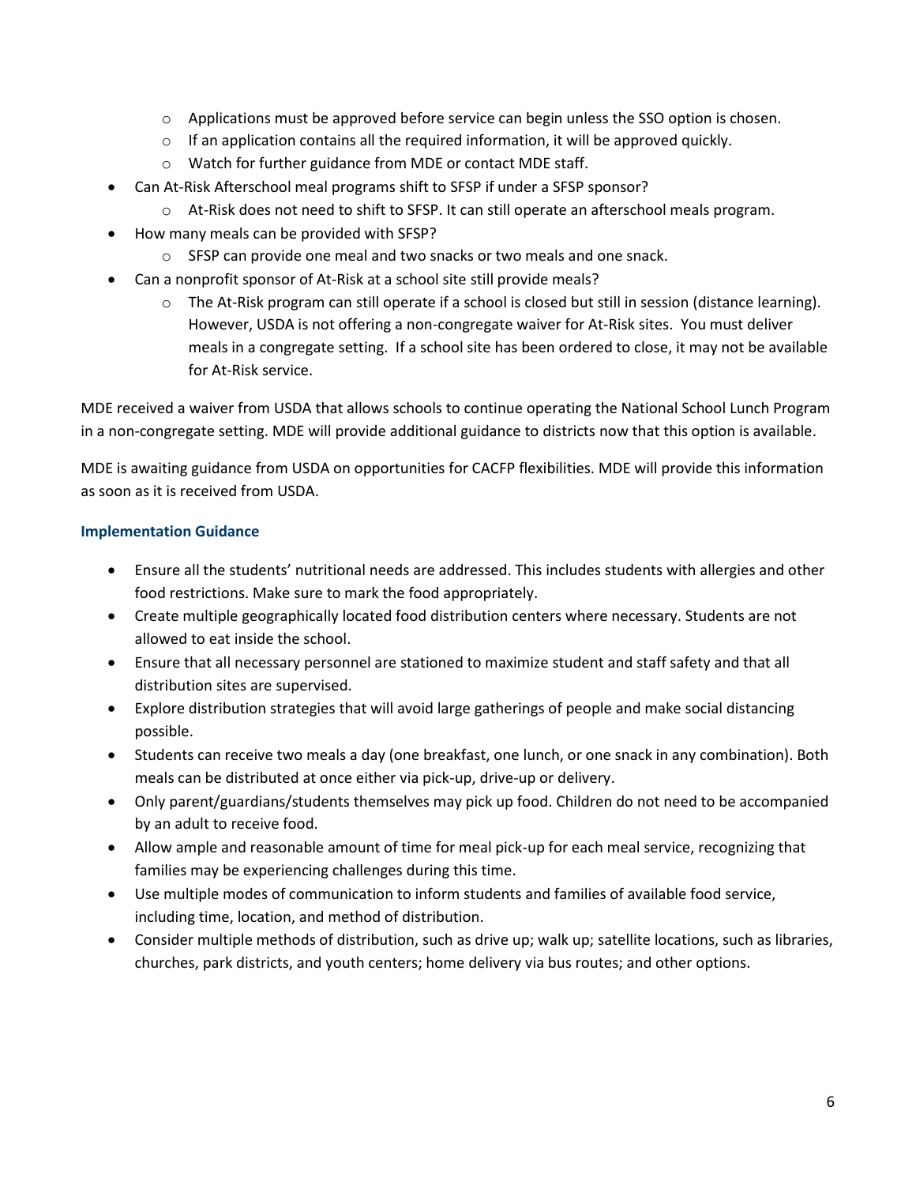- Applications must be approved before service can begin unless the SSO option is chosen.
    - If an application contains all the required information, it will be approved quickly.
    - Watch for further guidance from MDE or contact MDE staff.
- Can At-Risk Afterschool meal programs shift to SFSP if under a SFSP sponsor?
    - At-Risk does not need to shift to SFSP. It can still operate an afterschool meals program.
- How many meals can be provided with SFSP?
    - SFSP can provide one meal and two snacks or two meals and one snack.
- Can a nonprofit sponsor of At-Risk at a school site still provide meals?
    - The At-Risk program can still operate if a school is closed but still in session (distance learning). However, USDA is not offering a non-congregate waiver for At-Risk sites. You must deliver meals in a congregate setting. If a school site has been ordered to close, it may not be available for At-Risk service.

MDE received a waiver from USDA that allows schools to continue operating the National School Lunch Program in a non-congregate setting. MDE will provide additional guidance to districts now that this option is available.

MDE is awaiting guidance from USDA on opportunities for CACFP flexibilities. MDE will provide this information as soon as it is received from USDA.

#### Implementation Guidance

- Ensure all the students' nutritional needs are addressed. This includes students with allergies and other food restrictions. Make sure to mark the food appropriately.
- Create multiple geographically located food distribution centers where necessary. Students are not allowed to eat inside the school.
- Ensure that all necessary personnel are stationed to maximize student and staff safety and that all distribution sites are supervised.
- Explore distribution strategies that will avoid large gatherings of people and make social distancing possible.
- Students can receive two meals a day (one breakfast, one lunch, or one snack in any combination). Both meals can be distributed at once either via pick-up, drive-up or delivery.
- Only parent/guardians/students themselves may pick up food. Children do not need to be accompanied by an adult to receive food.
- Allow ample and reasonable amount of time for meal pick-up for each meal service, recognizing that families may be experiencing challenges during this time.
- Use multiple modes of communication to inform students and families of available food service, including time, location, and method of distribution.
- Consider multiple methods of distribution, such as drive up; walk up; satellite locations, such as libraries, churches, park districts, and youth centers; home delivery via bus routes; and other options.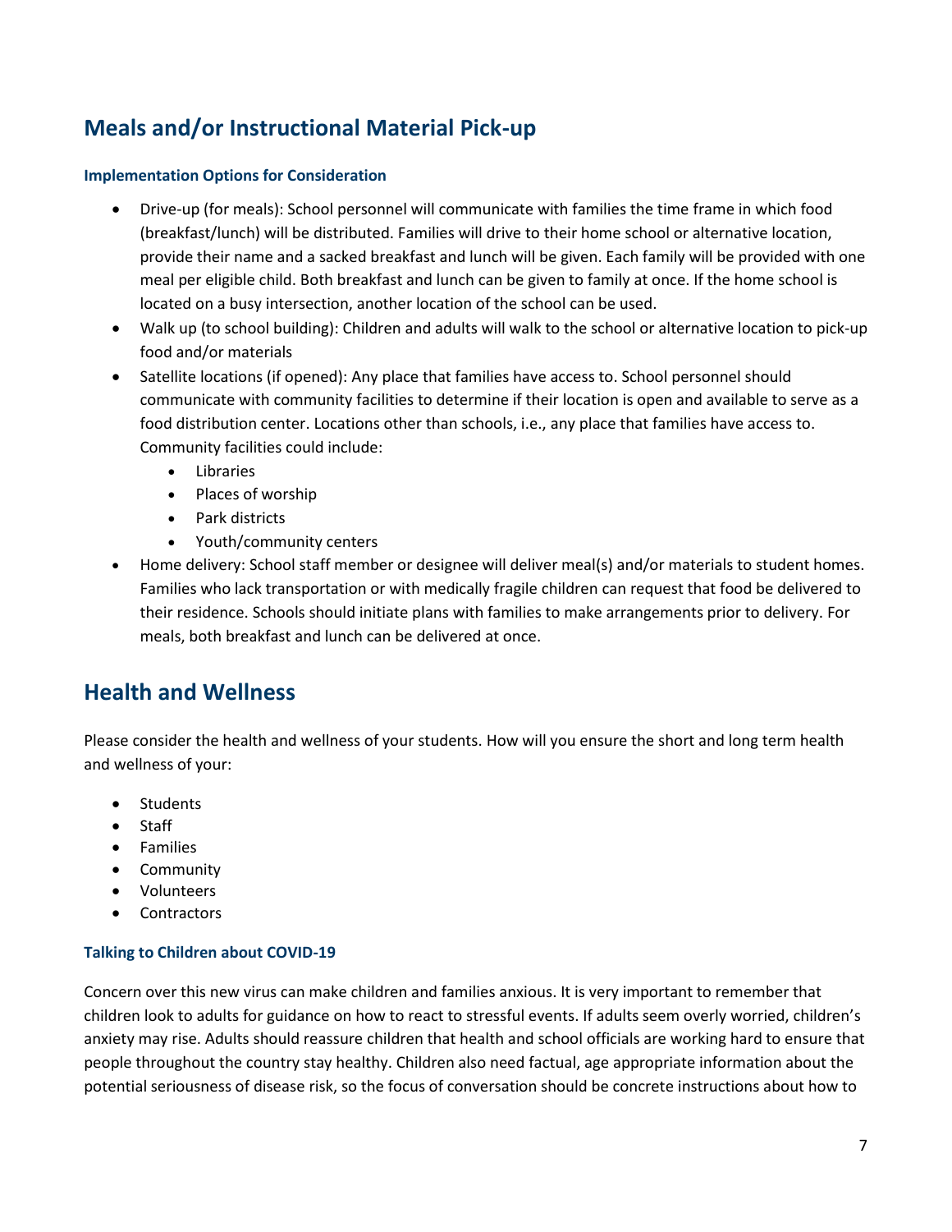## Meals and/or Instructional Material Pick-up

### Implementation Options for Consideration

- Drive-up (for meals): School personnel will communicate with families the time frame in which food (breakfast/lunch) will be distributed. Families will drive to their home school or alternative location, provide their name and a sacked breakfast and lunch will be given. Each family will be provided with one meal per eligible child. Both breakfast and lunch can be given to family at once. If the home school is located on a busy intersection, another location of the school can be used.
- Walk up (to school building): Children and adults will walk to the school or alternative location to pick-up food and/or materials
- Satellite locations (if opened): Any place that families have access to. School personnel should communicate with community facilities to determine if their location is open and available to serve as a food distribution center. Locations other than schools, i.e., any place that families have access to. Community facilities could include:
  - Libraries
  - Places of worship
  - Park districts
  - Youth/community centers
- Home delivery: School staff member or designee will deliver meal(s) and/or materials to student homes. Families who lack transportation or with medically fragile children can request that food be delivered to their residence. Schools should initiate plans with families to make arrangements prior to delivery. For meals, both breakfast and lunch can be delivered at once.

## Health and Wellness

Please consider the health and wellness of your students. How will you ensure the short and long term health and wellness of your:

- Students
- Staff
- Families
- Community
- Volunteers
- Contractors

### Talking to Children about COVID-19

Concern over this new virus can make children and families anxious. It is very important to remember that children look to adults for guidance on how to react to stressful events. If adults seem overly worried, children's anxiety may rise. Adults should reassure children that health and school officials are working hard to ensure that people throughout the country stay healthy. Children also need factual, age appropriate information about the potential seriousness of disease risk, so the focus of conversation should be concrete instructions about how to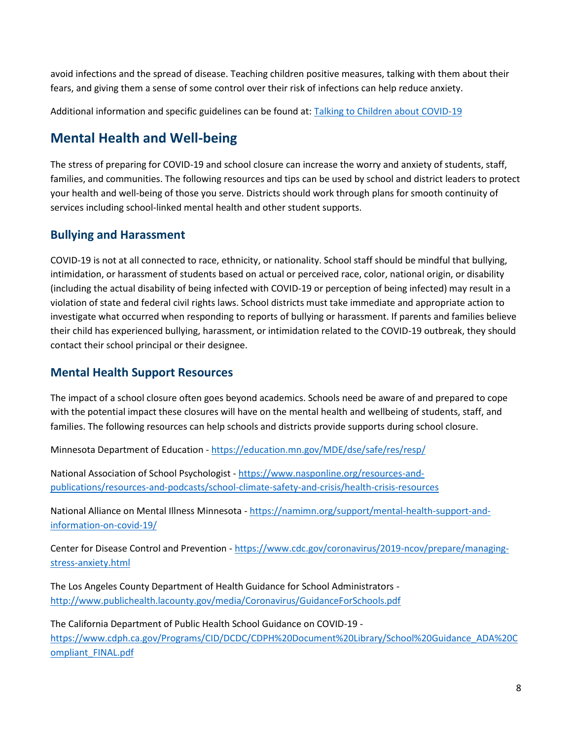avoid infections and the spread of disease. Teaching children positive measures, talking with them about their fears, and giving them a sense of some control over their risk of infections can help reduce anxiety.

Additional information and specific guidelines can be found at: [Talking to Children about COVID-19]()

## Mental Health and Well-being

The stress of preparing for COVID-19 and school closure can increase the worry and anxiety of students, staff, families, and communities. The following resources and tips can be used by school and district leaders to protect your health and well-being of those you serve. Districts should work through plans for smooth continuity of services including school-linked mental health and other student supports.

### Bullying and Harassment

COVID-19 is not at all connected to race, ethnicity, or nationality. School staff should be mindful that bullying, intimidation, or harassment of students based on actual or perceived race, color, national origin, or disability (including the actual disability of being infected with COVID-19 or perception of being infected) may result in a violation of state and federal civil rights laws. School districts must take immediate and appropriate action to investigate what occurred when responding to reports of bullying or harassment. If parents and families believe their child has experienced bullying, harassment, or intimidation related to the COVID-19 outbreak, they should contact their school principal or their designee.

### Mental Health Support Resources

The impact of a school closure often goes beyond academics. Schools need be aware of and prepared to cope with the potential impact these closures will have on the mental health and wellbeing of students, staff, and families. The following resources can help schools and districts provide supports during school closure.

Minnesota Department of Education - https://education.mn.gov/MDE/dse/safe/res/resp/

National Association of School Psychologist - https://www.nasponline.org/resources-and-publications/resources-and-podcasts/school-climate-safety-and-crisis/health-crisis-resources

National Alliance on Mental Illness Minnesota - https://namimn.org/support/mental-health-support-and-information-on-covid-19/

Center for Disease Control and Prevention - https://www.cdc.gov/coronavirus/2019-ncov/prepare/managing-stress-anxiety.html

The Los Angeles County Department of Health Guidance for School Administrators - http://www.publichealth.lacounty.gov/media/Coronavirus/GuidanceForSchools.pdf

The California Department of Public Health School Guidance on COVID-19 - https://www.cdph.ca.gov/Programs/CID/DCDC/CDPH%20Document%20Library/School%20Guidance_ADA%20Compliant_FINAL.pdf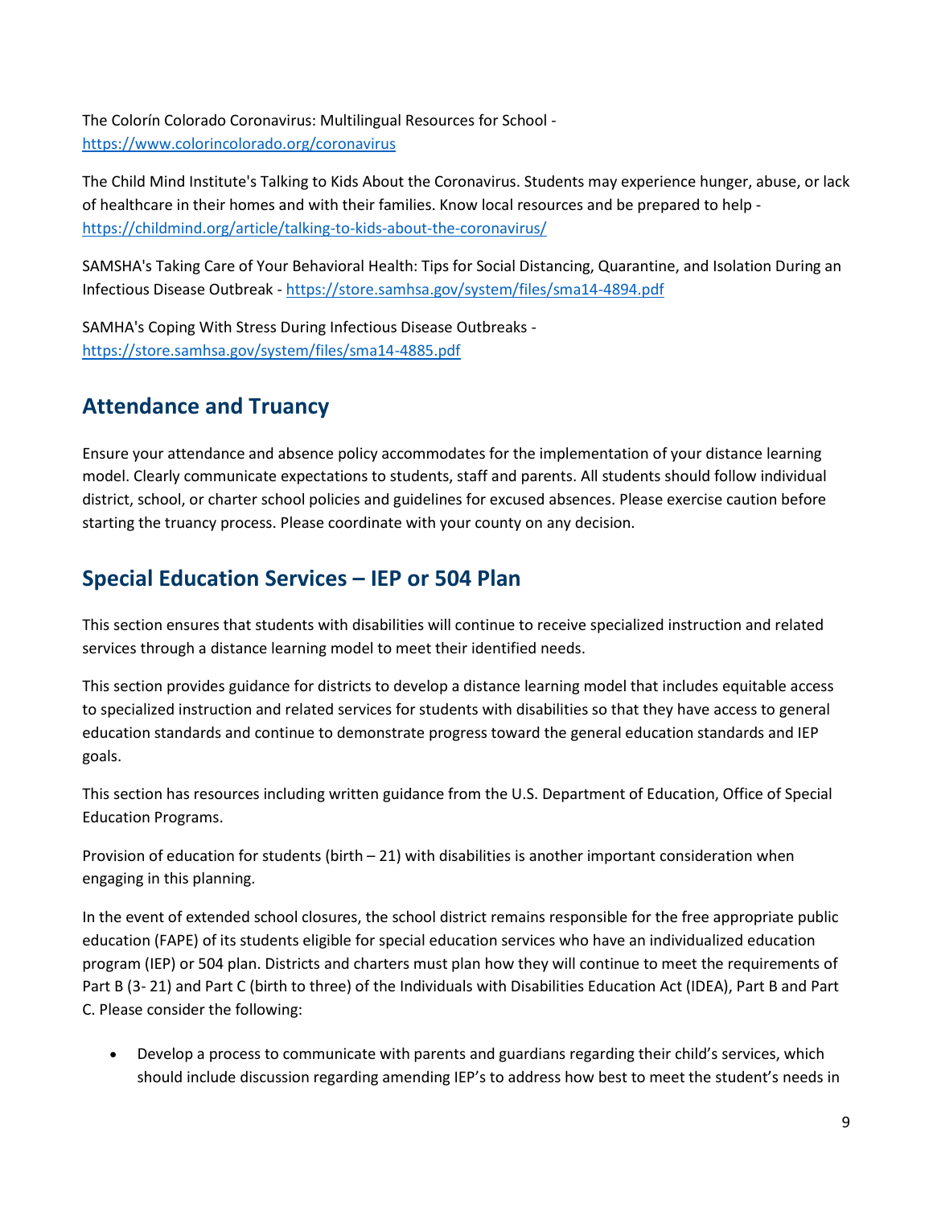The Colorín Colorado Coronavirus: Multilingual Resources for School - https://www.colorincolorado.org/coronavirus

The Child Mind Institute's Talking to Kids About the Coronavirus. Students may experience hunger, abuse, or lack of healthcare in their homes and with their families. Know local resources and be prepared to help - https://childmind.org/article/talking-to-kids-about-the-coronavirus/

SAMSHA's Taking Care of Your Behavioral Health: Tips for Social Distancing, Quarantine, and Isolation During an Infectious Disease Outbreak - https://store.samhsa.gov/system/files/sma14-4894.pdf

SAMHA's Coping With Stress During Infectious Disease Outbreaks - https://store.samhsa.gov/system/files/sma14-4885.pdf

## Attendance and Truancy

Ensure your attendance and absence policy accommodates for the implementation of your distance learning model. Clearly communicate expectations to students, staff and parents. All students should follow individual district, school, or charter school policies and guidelines for excused absences. Please exercise caution before starting the truancy process. Please coordinate with your county on any decision.

## Special Education Services – IEP or 504 Plan

This section ensures that students with disabilities will continue to receive specialized instruction and related services through a distance learning model to meet their identified needs.

This section provides guidance for districts to develop a distance learning model that includes equitable access to specialized instruction and related services for students with disabilities so that they have access to general education standards and continue to demonstrate progress toward the general education standards and IEP goals.

This section has resources including written guidance from the U.S. Department of Education, Office of Special Education Programs.

Provision of education for students (birth – 21) with disabilities is another important consideration when engaging in this planning.

In the event of extended school closures, the school district remains responsible for the free appropriate public education (FAPE) of its students eligible for special education services who have an individualized education program (IEP) or 504 plan. Districts and charters must plan how they will continue to meet the requirements of Part B (3- 21) and Part C (birth to three) of the Individuals with Disabilities Education Act (IDEA), Part B and Part C. Please consider the following:

- Develop a process to communicate with parents and guardians regarding their child's services, which should include discussion regarding amending IEP's to address how best to meet the student's needs in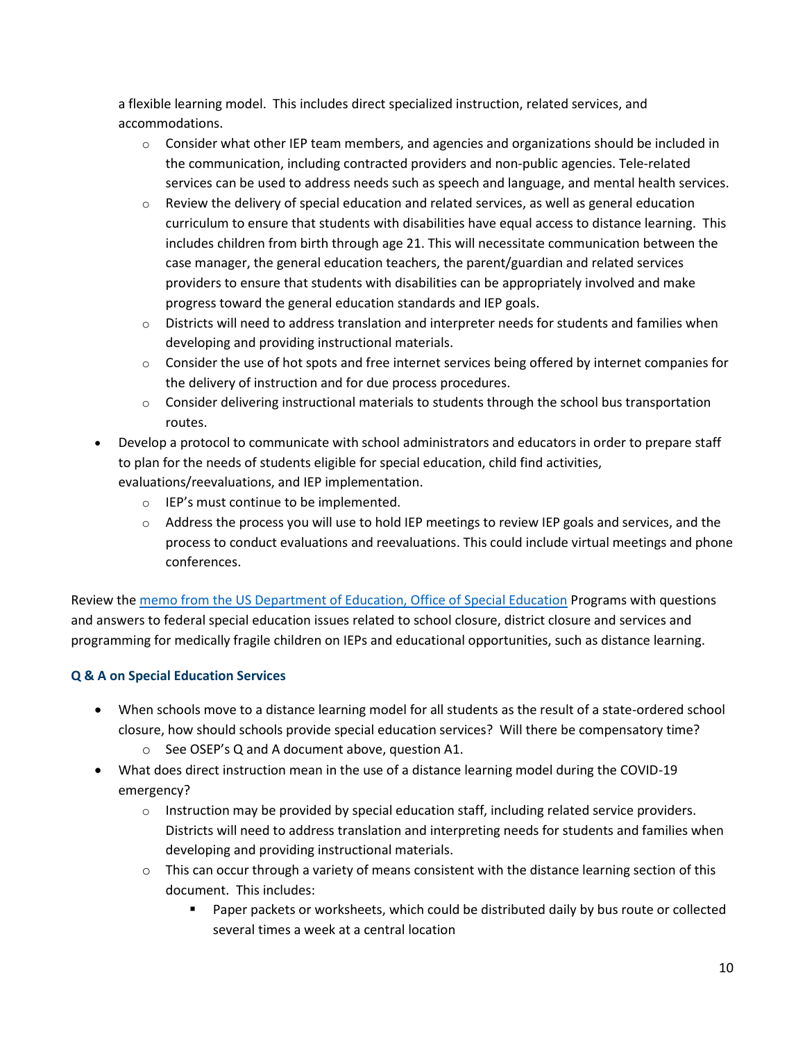a flexible learning model. This includes direct specialized instruction, related services, and accommodations.

  - Consider what other IEP team members, and agencies and organizations should be included in the communication, including contracted providers and non-public agencies. Tele-related services can be used to address needs such as speech and language, and mental health services.
  - Review the delivery of special education and related services, as well as general education curriculum to ensure that students with disabilities have equal access to distance learning. This includes children from birth through age 21. This will necessitate communication between the case manager, the general education teachers, the parent/guardian and related services providers to ensure that students with disabilities can be appropriately involved and make progress toward the general education standards and IEP goals.
  - Districts will need to address translation and interpreter needs for students and families when developing and providing instructional materials.
  - Consider the use of hot spots and free internet services being offered by internet companies for the delivery of instruction and for due process procedures.
  - Consider delivering instructional materials to students through the school bus transportation routes.
- Develop a protocol to communicate with school administrators and educators in order to prepare staff to plan for the needs of students eligible for special education, child find activities, evaluations/reevaluations, and IEP implementation.
  - IEP's must continue to be implemented.
  - Address the process you will use to hold IEP meetings to review IEP goals and services, and the process to conduct evaluations and reevaluations. This could include virtual meetings and phone conferences.

Review the memo from the US Department of Education, Office of Special Education Programs with questions and answers to federal special education issues related to school closure, district closure and services and programming for medically fragile children on IEPs and educational opportunities, such as distance learning.

### Q & A on Special Education Services

- When schools move to a distance learning model for all students as the result of a state-ordered school closure, how should schools provide special education services? Will there be compensatory time?
  - See OSEP's Q and A document above, question A1.
- What does direct instruction mean in the use of a distance learning model during the COVID-19 emergency?
  - Instruction may be provided by special education staff, including related service providers. Districts will need to address translation and interpreting needs for students and families when developing and providing instructional materials.
  - This can occur through a variety of means consistent with the distance learning section of this document. This includes:
    - Paper packets or worksheets, which could be distributed daily by bus route or collected several times a week at a central location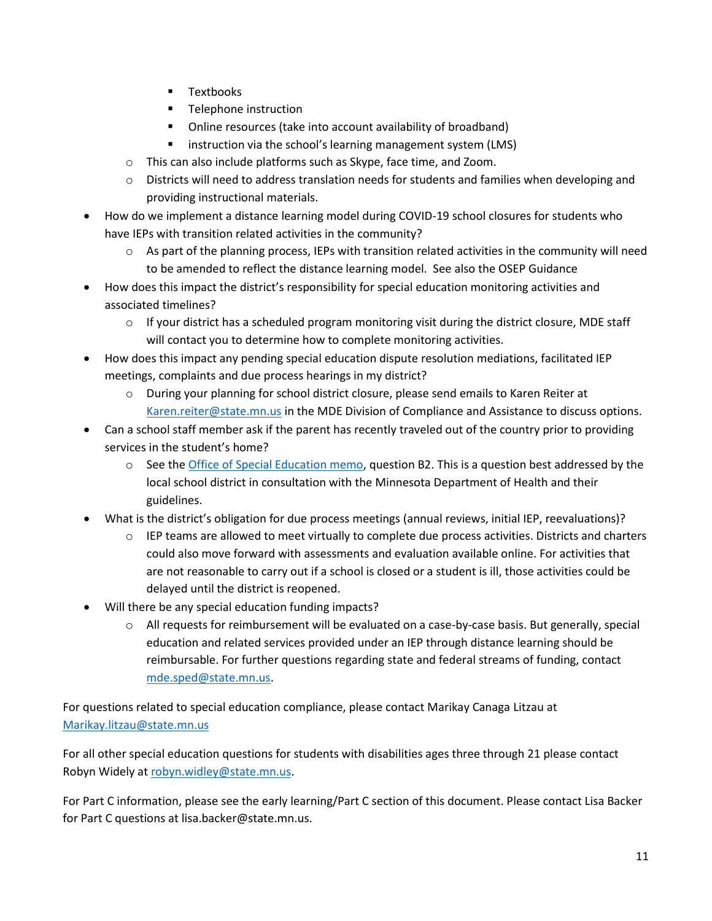- Textbooks
        - Telephone instruction
        - Online resources (take into account availability of broadband)
        - instruction via the school's learning management system (LMS)
    - This can also include platforms such as Skype, face time, and Zoom.
    - Districts will need to address translation needs for students and families when developing and providing instructional materials.
- How do we implement a distance learning model during COVID-19 school closures for students who have IEPs with transition related activities in the community?
    - As part of the planning process, IEPs with transition related activities in the community will need to be amended to reflect the distance learning model. See also the OSEP Guidance
- How does this impact the district's responsibility for special education monitoring activities and associated timelines?
    - If your district has a scheduled program monitoring visit during the district closure, MDE staff will contact you to determine how to complete monitoring activities.
- How does this impact any pending special education dispute resolution mediations, facilitated IEP meetings, complaints and due process hearings in my district?
    - During your planning for school district closure, please send emails to Karen Reiter at [Karen.reiter@state.mn.us](mailto:Karen.reiter@state.mn.us) in the MDE Division of Compliance and Assistance to discuss options.
- Can a school staff member ask if the parent has recently traveled out of the country prior to providing services in the student's home?
    - See the Office of Special Education memo, question B2. This is a question best addressed by the local school district in consultation with the Minnesota Department of Health and their guidelines.
- What is the district's obligation for due process meetings (annual reviews, initial IEP, reevaluations)?
    - IEP teams are allowed to meet virtually to complete due process activities. Districts and charters could also move forward with assessments and evaluation available online. For activities that are not reasonable to carry out if a school is closed or a student is ill, those activities could be delayed until the district is reopened.
- Will there be any special education funding impacts?
    - All requests for reimbursement will be evaluated on a case-by-case basis. But generally, special education and related services provided under an IEP through distance learning should be reimbursable. For further questions regarding state and federal streams of funding, contact [mde.sped@state.mn.us](mailto:mde.sped@state.mn.us).

For questions related to special education compliance, please contact Marikay Canaga Litzau at [Marikay.litzau@state.mn.us](mailto:Marikay.litzau@state.mn.us)

For all other special education questions for students with disabilities ages three through 21 please contact Robyn Widely at [robyn.widley@state.mn.us](mailto:robyn.widley@state.mn.us).

For Part C information, please see the early learning/Part C section of this document. Please contact Lisa Backer for Part C questions at lisa.backer@state.mn.us.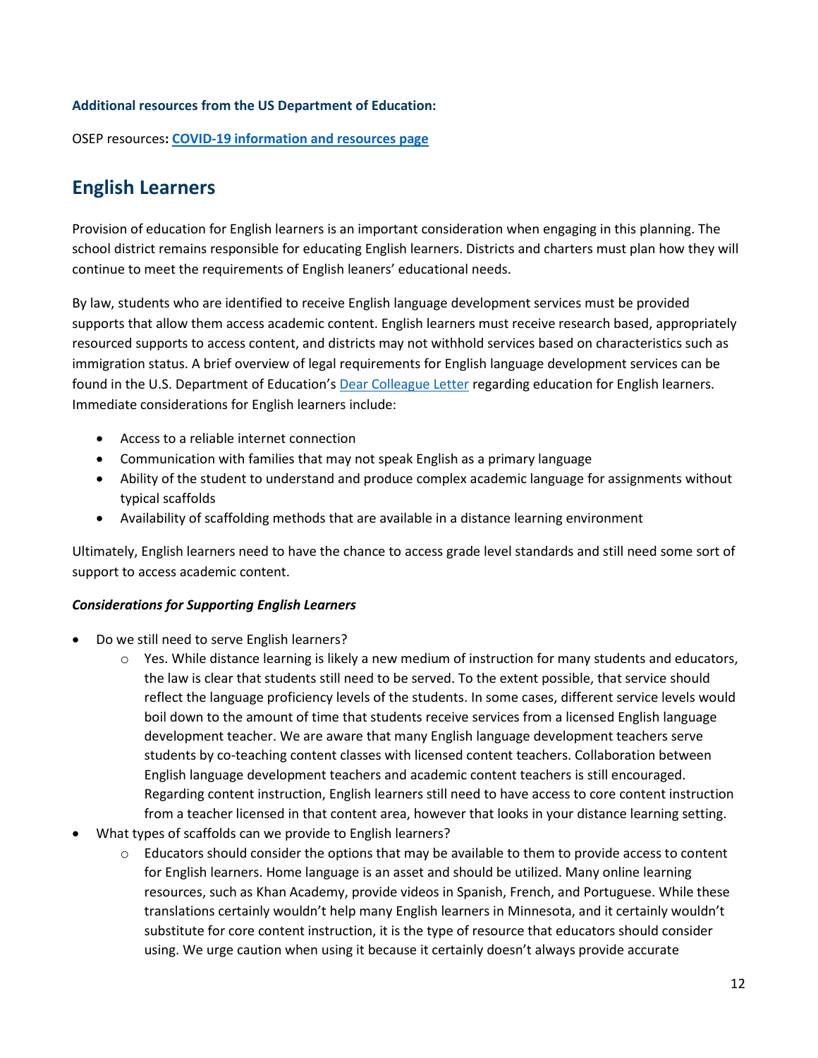**Additional resources from the US Department of Education:**

OSEP resources**:** **[COVID-19 information and resources page]**

## English Learners

Provision of education for English learners is an important consideration when engaging in this planning. The school district remains responsible for educating English learners. Districts and charters must plan how they will continue to meet the requirements of English leaners' educational needs.

By law, students who are identified to receive English language development services must be provided supports that allow them access academic content. English learners must receive research based, appropriately resourced supports to access content, and districts may not withhold services based on characteristics such as immigration status. A brief overview of legal requirements for English language development services can be found in the U.S. Department of Education's Dear Colleague Letter regarding education for English learners. Immediate considerations for English learners include:

- Access to a reliable internet connection
- Communication with families that may not speak English as a primary language
- Ability of the student to understand and produce complex academic language for assignments without typical scaffolds
- Availability of scaffolding methods that are available in a distance learning environment

Ultimately, English learners need to have the chance to access grade level standards and still need some sort of support to access academic content.

***Considerations for Supporting English Learners***

- Do we still need to serve English learners?
  - Yes. While distance learning is likely a new medium of instruction for many students and educators, the law is clear that students still need to be served. To the extent possible, that service should reflect the language proficiency levels of the students. In some cases, different service levels would boil down to the amount of time that students receive services from a licensed English language development teacher. We are aware that many English language development teachers serve students by co-teaching content classes with licensed content teachers. Collaboration between English language development teachers and academic content teachers is still encouraged. Regarding content instruction, English learners still need to have access to core content instruction from a teacher licensed in that content area, however that looks in your distance learning setting.
- What types of scaffolds can we provide to English learners?
  - Educators should consider the options that may be available to them to provide access to content for English learners. Home language is an asset and should be utilized. Many online learning resources, such as Khan Academy, provide videos in Spanish, French, and Portuguese. While these translations certainly wouldn't help many English learners in Minnesota, and it certainly wouldn't substitute for core content instruction, it is the type of resource that educators should consider using. We urge caution when using it because it certainly doesn't always provide accurate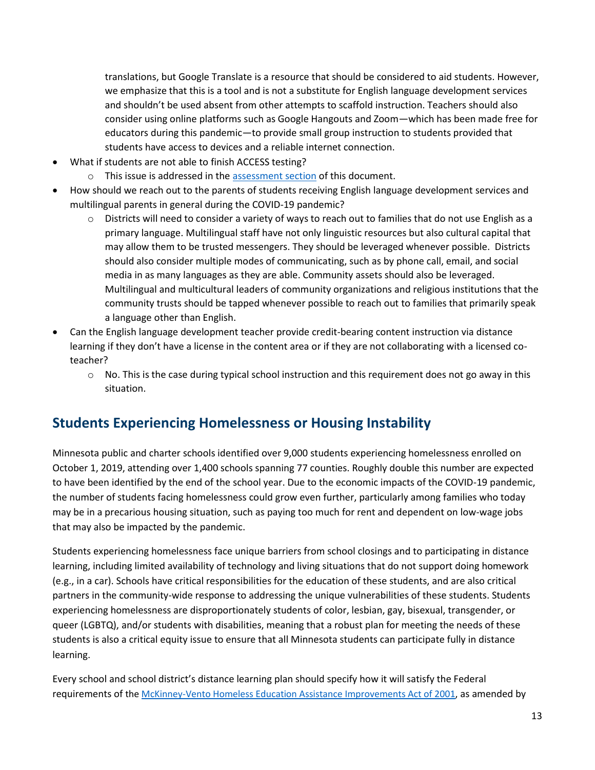translations, but Google Translate is a resource that should be considered to aid students. However, we emphasize that this is a tool and is not a substitute for English language development services and shouldn't be used absent from other attempts to scaffold instruction. Teachers should also consider using online platforms such as Google Hangouts and Zoom—which has been made free for educators during this pandemic—to provide small group instruction to students provided that students have access to devices and a reliable internet connection.

- What if students are not able to finish ACCESS testing?
  - This issue is addressed in the [assessment section](#) of this document.
- How should we reach out to the parents of students receiving English language development services and multilingual parents in general during the COVID-19 pandemic?
  - Districts will need to consider a variety of ways to reach out to families that do not use English as a primary language. Multilingual staff have not only linguistic resources but also cultural capital that may allow them to be trusted messengers. They should be leveraged whenever possible. Districts should also consider multiple modes of communicating, such as by phone call, email, and social media in as many languages as they are able. Community assets should also be leveraged. Multilingual and multicultural leaders of community organizations and religious institutions that the community trusts should be tapped whenever possible to reach out to families that primarily speak a language other than English.
- Can the English language development teacher provide credit-bearing content instruction via distance learning if they don't have a license in the content area or if they are not collaborating with a licensed co-teacher?
  - No. This is the case during typical school instruction and this requirement does not go away in this situation.

## Students Experiencing Homelessness or Housing Instability

Minnesota public and charter schools identified over 9,000 students experiencing homelessness enrolled on October 1, 2019, attending over 1,400 schools spanning 77 counties. Roughly double this number are expected to have been identified by the end of the school year. Due to the economic impacts of the COVID-19 pandemic, the number of students facing homelessness could grow even further, particularly among families who today may be in a precarious housing situation, such as paying too much for rent and dependent on low-wage jobs that may also be impacted by the pandemic.

Students experiencing homelessness face unique barriers from school closings and to participating in distance learning, including limited availability of technology and living situations that do not support doing homework (e.g., in a car). Schools have critical responsibilities for the education of these students, and are also critical partners in the community-wide response to addressing the unique vulnerabilities of these students. Students experiencing homelessness are disproportionately students of color, lesbian, gay, bisexual, transgender, or queer (LGBTQ), and/or students with disabilities, meaning that a robust plan for meeting the needs of these students is also a critical equity issue to ensure that all Minnesota students can participate fully in distance learning.

Every school and school district's distance learning plan should specify how it will satisfy the Federal requirements of the [McKinney-Vento Homeless Education Assistance Improvements Act of 2001](#), as amended by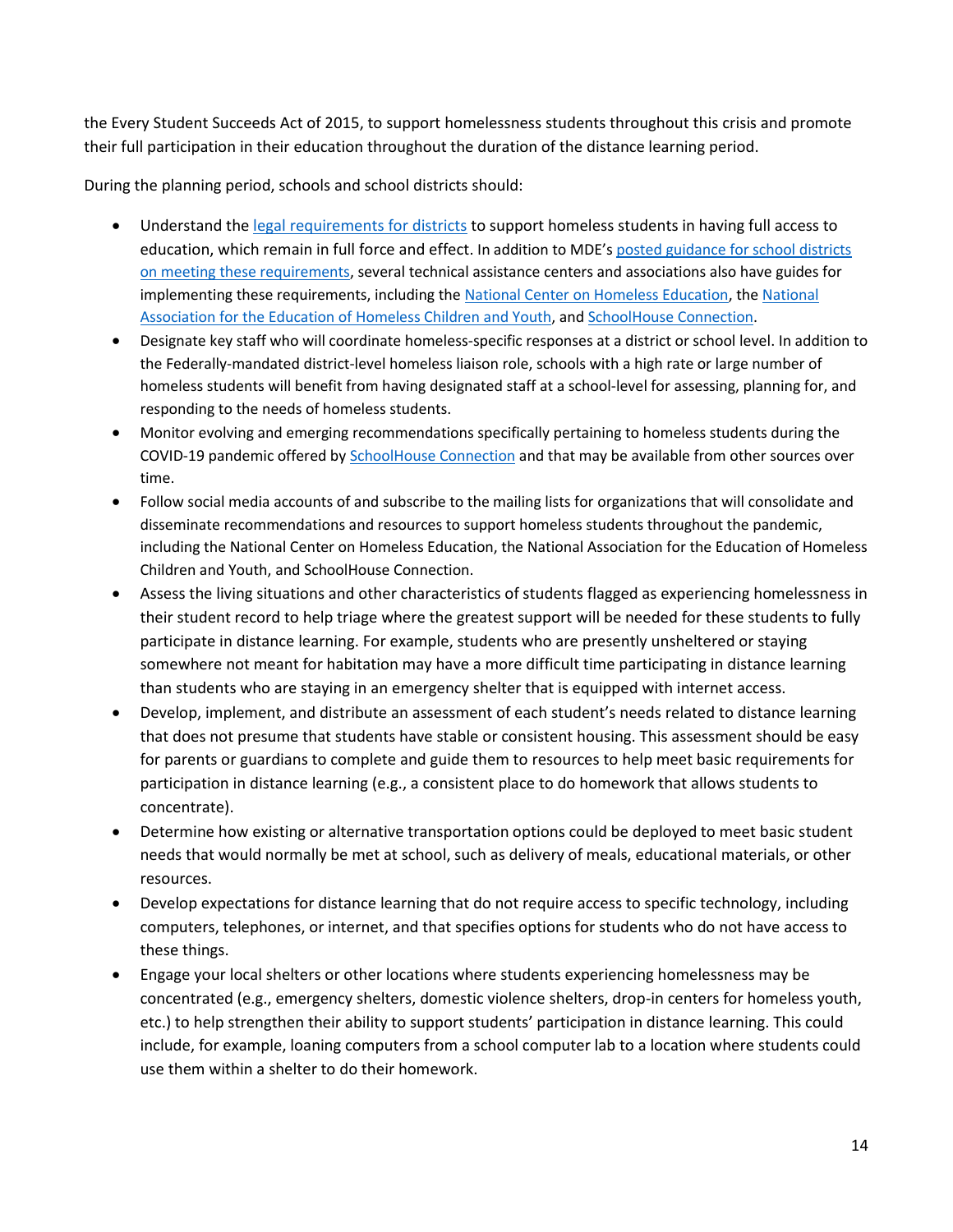the Every Student Succeeds Act of 2015, to support homelessness students throughout this crisis and promote their full participation in their education throughout the duration of the distance learning period.

During the planning period, schools and school districts should:

- Understand the legal requirements for districts to support homeless students in having full access to education, which remain in full force and effect. In addition to MDE's posted guidance for school districts on meeting these requirements, several technical assistance centers and associations also have guides for implementing these requirements, including the National Center on Homeless Education, the National Association for the Education of Homeless Children and Youth, and SchoolHouse Connection.
- Designate key staff who will coordinate homeless-specific responses at a district or school level. In addition to the Federally-mandated district-level homeless liaison role, schools with a high rate or large number of homeless students will benefit from having designated staff at a school-level for assessing, planning for, and responding to the needs of homeless students.
- Monitor evolving and emerging recommendations specifically pertaining to homeless students during the COVID-19 pandemic offered by SchoolHouse Connection and that may be available from other sources over time.
- Follow social media accounts of and subscribe to the mailing lists for organizations that will consolidate and disseminate recommendations and resources to support homeless students throughout the pandemic, including the National Center on Homeless Education, the National Association for the Education of Homeless Children and Youth, and SchoolHouse Connection.
- Assess the living situations and other characteristics of students flagged as experiencing homelessness in their student record to help triage where the greatest support will be needed for these students to fully participate in distance learning. For example, students who are presently unsheltered or staying somewhere not meant for habitation may have a more difficult time participating in distance learning than students who are staying in an emergency shelter that is equipped with internet access.
- Develop, implement, and distribute an assessment of each student's needs related to distance learning that does not presume that students have stable or consistent housing. This assessment should be easy for parents or guardians to complete and guide them to resources to help meet basic requirements for participation in distance learning (e.g., a consistent place to do homework that allows students to concentrate).
- Determine how existing or alternative transportation options could be deployed to meet basic student needs that would normally be met at school, such as delivery of meals, educational materials, or other resources.
- Develop expectations for distance learning that do not require access to specific technology, including computers, telephones, or internet, and that specifies options for students who do not have access to these things.
- Engage your local shelters or other locations where students experiencing homelessness may be concentrated (e.g., emergency shelters, domestic violence shelters, drop-in centers for homeless youth, etc.) to help strengthen their ability to support students' participation in distance learning. This could include, for example, loaning computers from a school computer lab to a location where students could use them within a shelter to do their homework.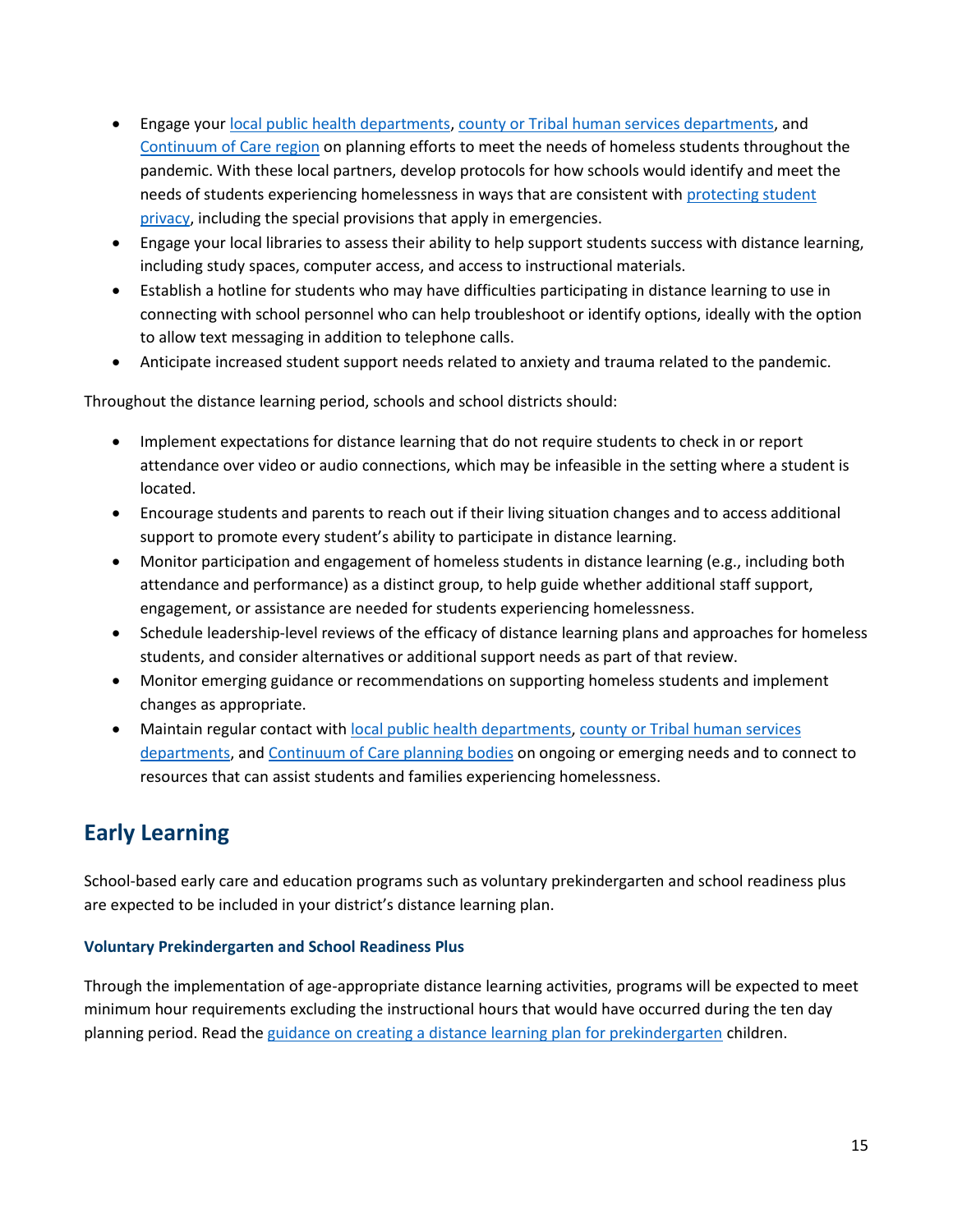- Engage your local public health departments, county or Tribal human services departments, and Continuum of Care region on planning efforts to meet the needs of homeless students throughout the pandemic. With these local partners, develop protocols for how schools would identify and meet the needs of students experiencing homelessness in ways that are consistent with protecting student privacy, including the special provisions that apply in emergencies.
- Engage your local libraries to assess their ability to help support students success with distance learning, including study spaces, computer access, and access to instructional materials.
- Establish a hotline for students who may have difficulties participating in distance learning to use in connecting with school personnel who can help troubleshoot or identify options, ideally with the option to allow text messaging in addition to telephone calls.
- Anticipate increased student support needs related to anxiety and trauma related to the pandemic.

Throughout the distance learning period, schools and school districts should:

- Implement expectations for distance learning that do not require students to check in or report attendance over video or audio connections, which may be infeasible in the setting where a student is located.
- Encourage students and parents to reach out if their living situation changes and to access additional support to promote every student's ability to participate in distance learning.
- Monitor participation and engagement of homeless students in distance learning (e.g., including both attendance and performance) as a distinct group, to help guide whether additional staff support, engagement, or assistance are needed for students experiencing homelessness.
- Schedule leadership-level reviews of the efficacy of distance learning plans and approaches for homeless students, and consider alternatives or additional support needs as part of that review.
- Monitor emerging guidance or recommendations on supporting homeless students and implement changes as appropriate.
- Maintain regular contact with local public health departments, county or Tribal human services departments, and Continuum of Care planning bodies on ongoing or emerging needs and to connect to resources that can assist students and families experiencing homelessness.

## Early Learning

School-based early care and education programs such as voluntary prekindergarten and school readiness plus are expected to be included in your district's distance learning plan.

### Voluntary Prekindergarten and School Readiness Plus

Through the implementation of age-appropriate distance learning activities, programs will be expected to meet minimum hour requirements excluding the instructional hours that would have occurred during the ten day planning period. Read the guidance on creating a distance learning plan for prekindergarten children.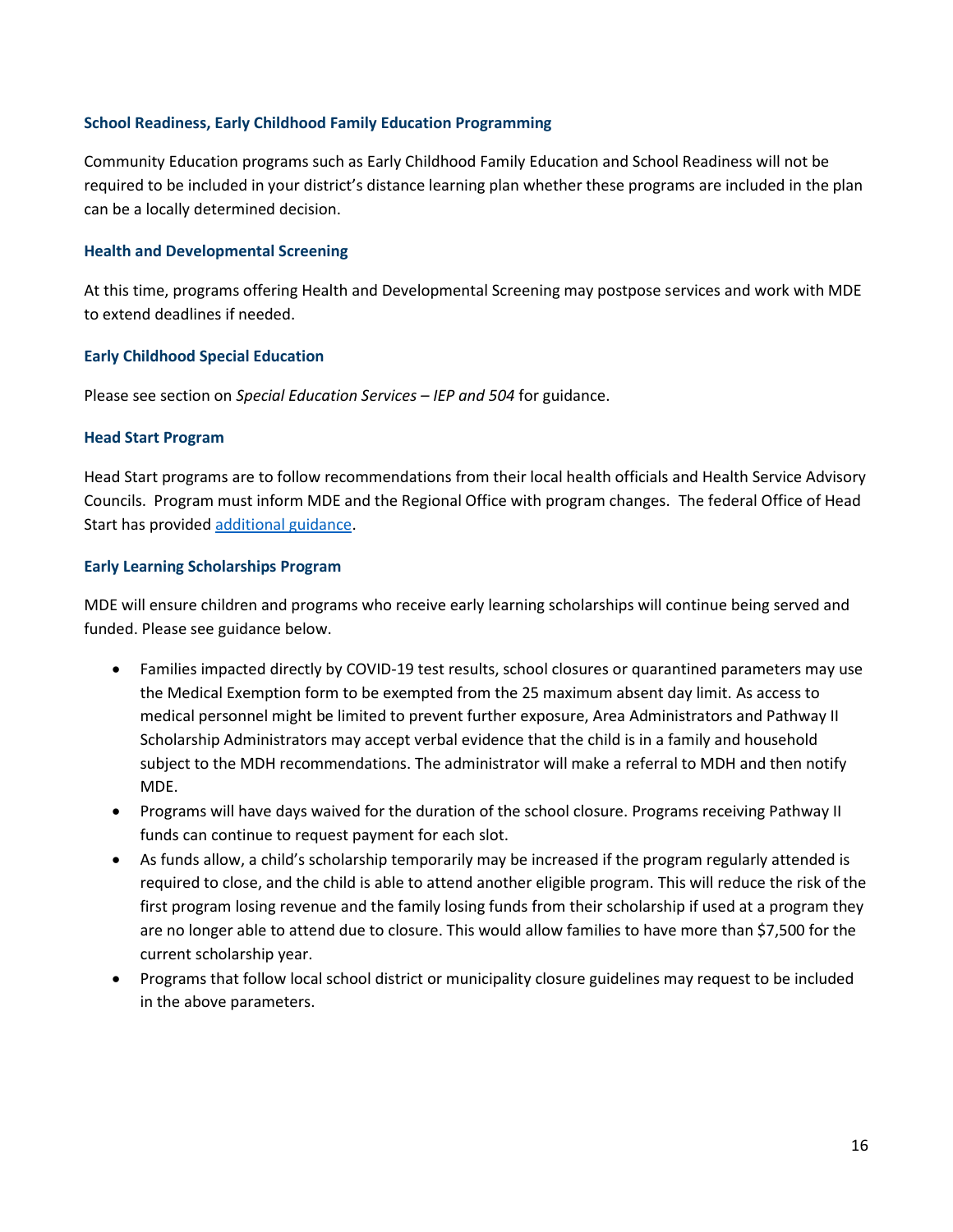### School Readiness, Early Childhood Family Education Programming

Community Education programs such as Early Childhood Family Education and School Readiness will not be required to be included in your district's distance learning plan whether these programs are included in the plan can be a locally determined decision.

### Health and Developmental Screening

At this time, programs offering Health and Developmental Screening may postpose services and work with MDE to extend deadlines if needed.

### Early Childhood Special Education

Please see section on *Special Education Services – IEP and 504* for guidance.

### Head Start Program

Head Start programs are to follow recommendations from their local health officials and Health Service Advisory Councils. Program must inform MDE and the Regional Office with program changes. The federal Office of Head Start has provided additional guidance.

### Early Learning Scholarships Program

MDE will ensure children and programs who receive early learning scholarships will continue being served and funded. Please see guidance below.

- Families impacted directly by COVID-19 test results, school closures or quarantined parameters may use the Medical Exemption form to be exempted from the 25 maximum absent day limit. As access to medical personnel might be limited to prevent further exposure, Area Administrators and Pathway II Scholarship Administrators may accept verbal evidence that the child is in a family and household subject to the MDH recommendations. The administrator will make a referral to MDH and then notify MDE.
- Programs will have days waived for the duration of the school closure. Programs receiving Pathway II funds can continue to request payment for each slot.
- As funds allow, a child's scholarship temporarily may be increased if the program regularly attended is required to close, and the child is able to attend another eligible program. This will reduce the risk of the first program losing revenue and the family losing funds from their scholarship if used at a program they are no longer able to attend due to closure. This would allow families to have more than $7,500 for the current scholarship year.
- Programs that follow local school district or municipality closure guidelines may request to be included in the above parameters.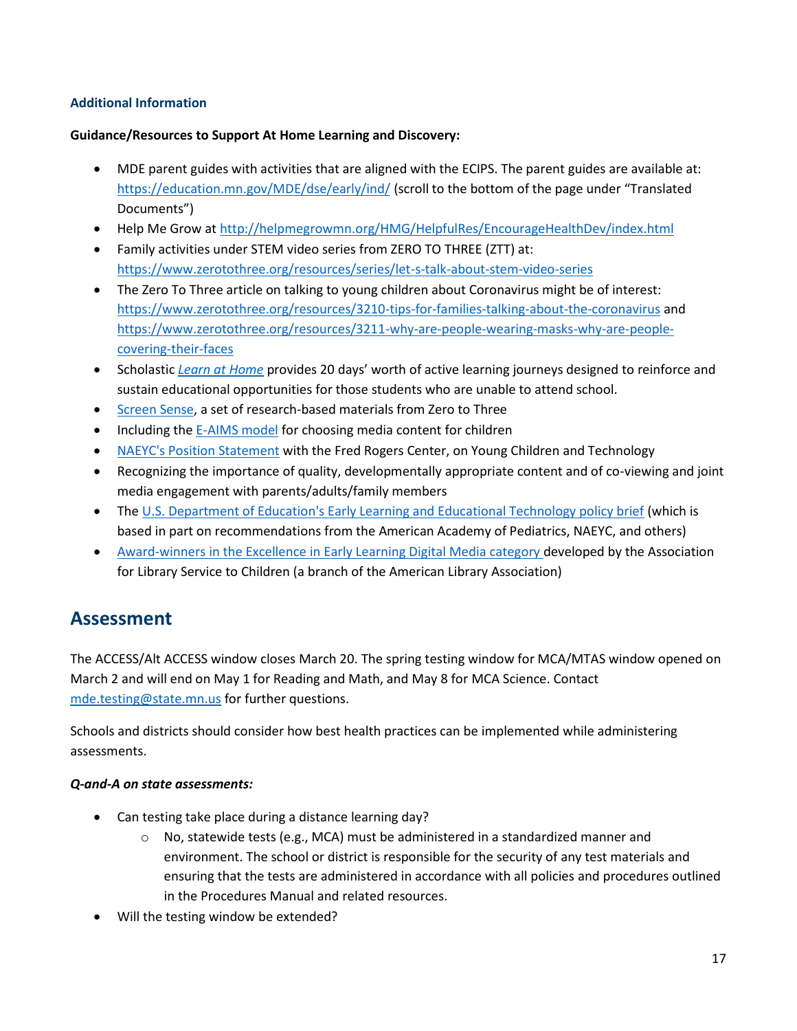### Additional Information

**Guidance/Resources to Support At Home Learning and Discovery:**

- MDE parent guides with activities that are aligned with the ECIPS. The parent guides are available at: https://education.mn.gov/MDE/dse/early/ind/ (scroll to the bottom of the page under "Translated Documents")
- Help Me Grow at http://helpmegrowmn.org/HMG/HelpfulRes/EncourageHealthDev/index.html
- Family activities under STEM video series from ZERO TO THREE (ZTT) at: https://www.zerotothree.org/resources/series/let-s-talk-about-stem-video-series
- The Zero To Three article on talking to young children about Coronavirus might be of interest: https://www.zerotothree.org/resources/3210-tips-for-families-talking-about-the-coronavirus and https://www.zerotothree.org/resources/3211-why-are-people-wearing-masks-why-are-people-covering-their-faces
- Scholastic *Learn at Home* provides 20 days' worth of active learning journeys designed to reinforce and sustain educational opportunities for those students who are unable to attend school.
- Screen Sense, a set of research-based materials from Zero to Three
- Including the E-AIMS model for choosing media content for children
- NAEYC's Position Statement with the Fred Rogers Center, on Young Children and Technology
- Recognizing the importance of quality, developmentally appropriate content and of co-viewing and joint media engagement with parents/adults/family members
- The U.S. Department of Education's Early Learning and Educational Technology policy brief (which is based in part on recommendations from the American Academy of Pediatrics, NAEYC, and others)
- Award-winners in the Excellence in Early Learning Digital Media category developed by the Association for Library Service to Children (a branch of the American Library Association)

## Assessment

The ACCESS/Alt ACCESS window closes March 20. The spring testing window for MCA/MTAS window opened on March 2 and will end on May 1 for Reading and Math, and May 8 for MCA Science. Contact mde.testing@state.mn.us for further questions.

Schools and districts should consider how best health practices can be implemented while administering assessments.

***Q-and-A on state assessments:***

- Can testing take place during a distance learning day?
  - No, statewide tests (e.g., MCA) must be administered in a standardized manner and environment. The school or district is responsible for the security of any test materials and ensuring that the tests are administered in accordance with all policies and procedures outlined in the Procedures Manual and related resources.
- Will the testing window be extended?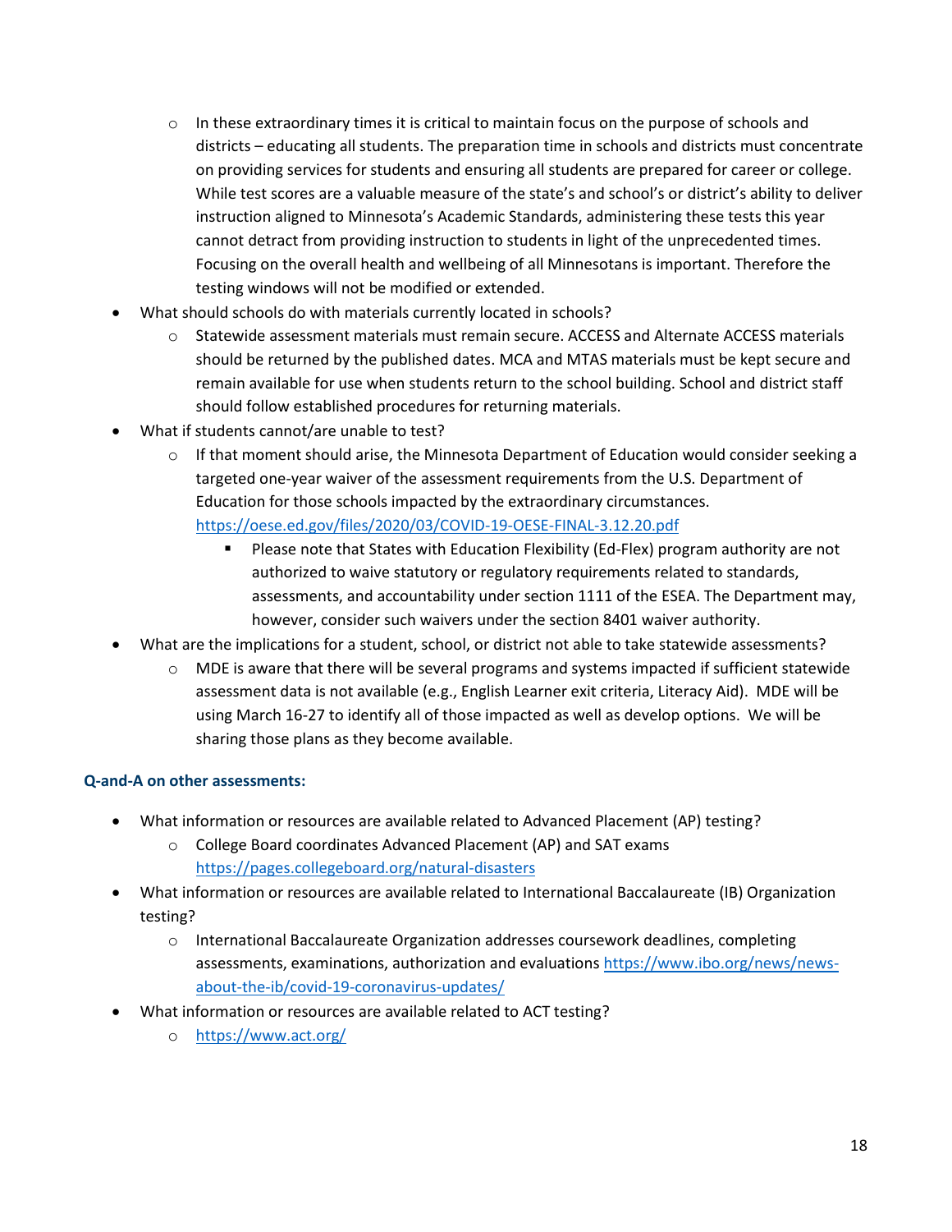- In these extraordinary times it is critical to maintain focus on the purpose of schools and districts – educating all students. The preparation time in schools and districts must concentrate on providing services for students and ensuring all students are prepared for career or college. While test scores are a valuable measure of the state's and school's or district's ability to deliver instruction aligned to Minnesota's Academic Standards, administering these tests this year cannot detract from providing instruction to students in light of the unprecedented times. Focusing on the overall health and wellbeing of all Minnesotans is important. Therefore the testing windows will not be modified or extended.
- What should schools do with materials currently located in schools?
  - Statewide assessment materials must remain secure. ACCESS and Alternate ACCESS materials should be returned by the published dates. MCA and MTAS materials must be kept secure and remain available for use when students return to the school building. School and district staff should follow established procedures for returning materials.
- What if students cannot/are unable to test?
  - If that moment should arise, the Minnesota Department of Education would consider seeking a targeted one-year waiver of the assessment requirements from the U.S. Department of Education for those schools impacted by the extraordinary circumstances. https://oese.ed.gov/files/2020/03/COVID-19-OESE-FINAL-3.12.20.pdf
    - Please note that States with Education Flexibility (Ed-Flex) program authority are not authorized to waive statutory or regulatory requirements related to standards, assessments, and accountability under section 1111 of the ESEA. The Department may, however, consider such waivers under the section 8401 waiver authority.
- What are the implications for a student, school, or district not able to take statewide assessments?
  - MDE is aware that there will be several programs and systems impacted if sufficient statewide assessment data is not available (e.g., English Learner exit criteria, Literacy Aid). MDE will be using March 16-27 to identify all of those impacted as well as develop options. We will be sharing those plans as they become available.

### Q-and-A on other assessments:

- What information or resources are available related to Advanced Placement (AP) testing?
  - College Board coordinates Advanced Placement (AP) and SAT exams https://pages.collegeboard.org/natural-disasters
- What information or resources are available related to International Baccalaureate (IB) Organization testing?
  - International Baccalaureate Organization addresses coursework deadlines, completing assessments, examinations, authorization and evaluations https://www.ibo.org/news/news-about-the-ib/covid-19-coronavirus-updates/
- What information or resources are available related to ACT testing?
  - https://www.act.org/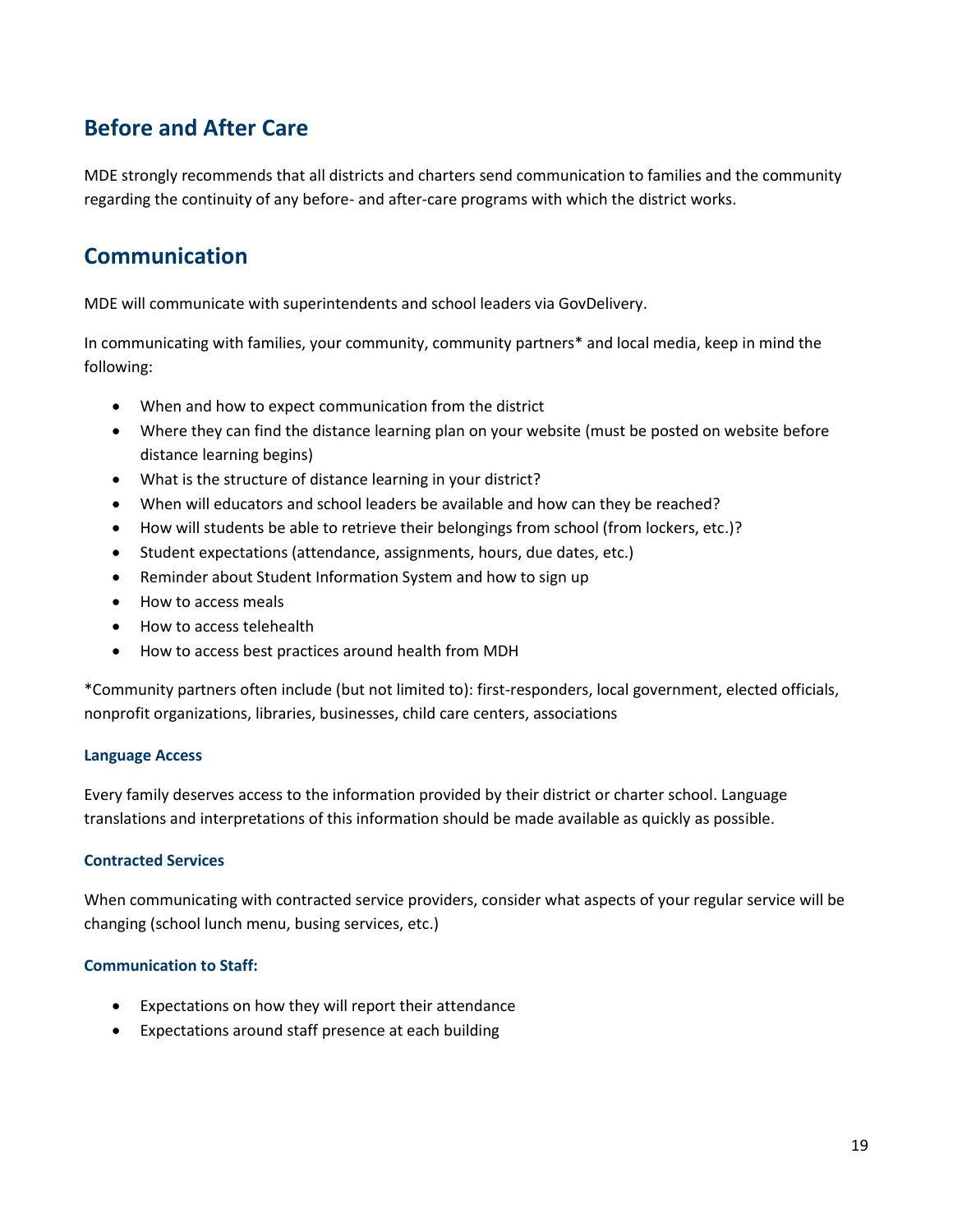## Before and After Care

MDE strongly recommends that all districts and charters send communication to families and the community regarding the continuity of any before- and after-care programs with which the district works.

## Communication

MDE will communicate with superintendents and school leaders via GovDelivery.

In communicating with families, your community, community partners* and local media, keep in mind the following:

- When and how to expect communication from the district
- Where they can find the distance learning plan on your website (must be posted on website before distance learning begins)
- What is the structure of distance learning in your district?
- When will educators and school leaders be available and how can they be reached?
- How will students be able to retrieve their belongings from school (from lockers, etc.)?
- Student expectations (attendance, assignments, hours, due dates, etc.)
- Reminder about Student Information System and how to sign up
- How to access meals
- How to access telehealth
- How to access best practices around health from MDH

*Community partners often include (but not limited to): first-responders, local government, elected officials, nonprofit organizations, libraries, businesses, child care centers, associations

#### Language Access

Every family deserves access to the information provided by their district or charter school. Language translations and interpretations of this information should be made available as quickly as possible.

#### Contracted Services

When communicating with contracted service providers, consider what aspects of your regular service will be changing (school lunch menu, busing services, etc.)

#### Communication to Staff:

- Expectations on how they will report their attendance
- Expectations around staff presence at each building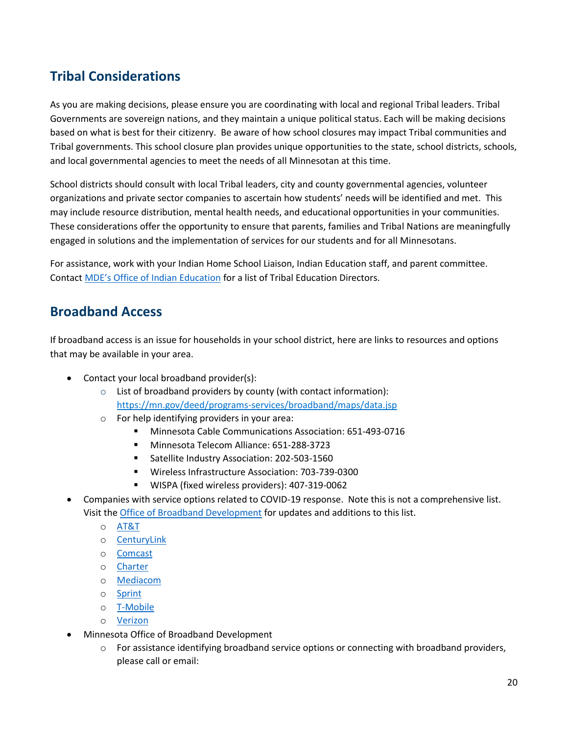## Tribal Considerations

As you are making decisions, please ensure you are coordinating with local and regional Tribal leaders. Tribal Governments are sovereign nations, and they maintain a unique political status. Each will be making decisions based on what is best for their citizenry. Be aware of how school closures may impact Tribal communities and Tribal governments. This school closure plan provides unique opportunities to the state, school districts, schools, and local governmental agencies to meet the needs of all Minnesotan at this time.

School districts should consult with local Tribal leaders, city and county governmental agencies, volunteer organizations and private sector companies to ascertain how students' needs will be identified and met. This may include resource distribution, mental health needs, and educational opportunities in your communities. These considerations offer the opportunity to ensure that parents, families and Tribal Nations are meaningfully engaged in solutions and the implementation of services for our students and for all Minnesotans.

For assistance, work with your Indian Home School Liaison, Indian Education staff, and parent committee. Contact MDE's Office of Indian Education for a list of Tribal Education Directors.

## Broadband Access

If broadband access is an issue for households in your school district, here are links to resources and options that may be available in your area.

- Contact your local broadband provider(s):
  - List of broadband providers by county (with contact information): https://mn.gov/deed/programs-services/broadband/maps/data.jsp
  - For help identifying providers in your area:
    - Minnesota Cable Communications Association: 651-493-0716
    - Minnesota Telecom Alliance: 651-288-3723
    - Satellite Industry Association: 202-503-1560
    - Wireless Infrastructure Association: 703-739-0300
    - WISPA (fixed wireless providers): 407-319-0062
- Companies with service options related to COVID-19 response. Note this is not a comprehensive list. Visit the Office of Broadband Development for updates and additions to this list.
  - AT&T
  - CenturyLink
  - Comcast
  - Charter
  - Mediacom
  - Sprint
  - T-Mobile
  - Verizon
- Minnesota Office of Broadband Development
  - For assistance identifying broadband service options or connecting with broadband providers, please call or email: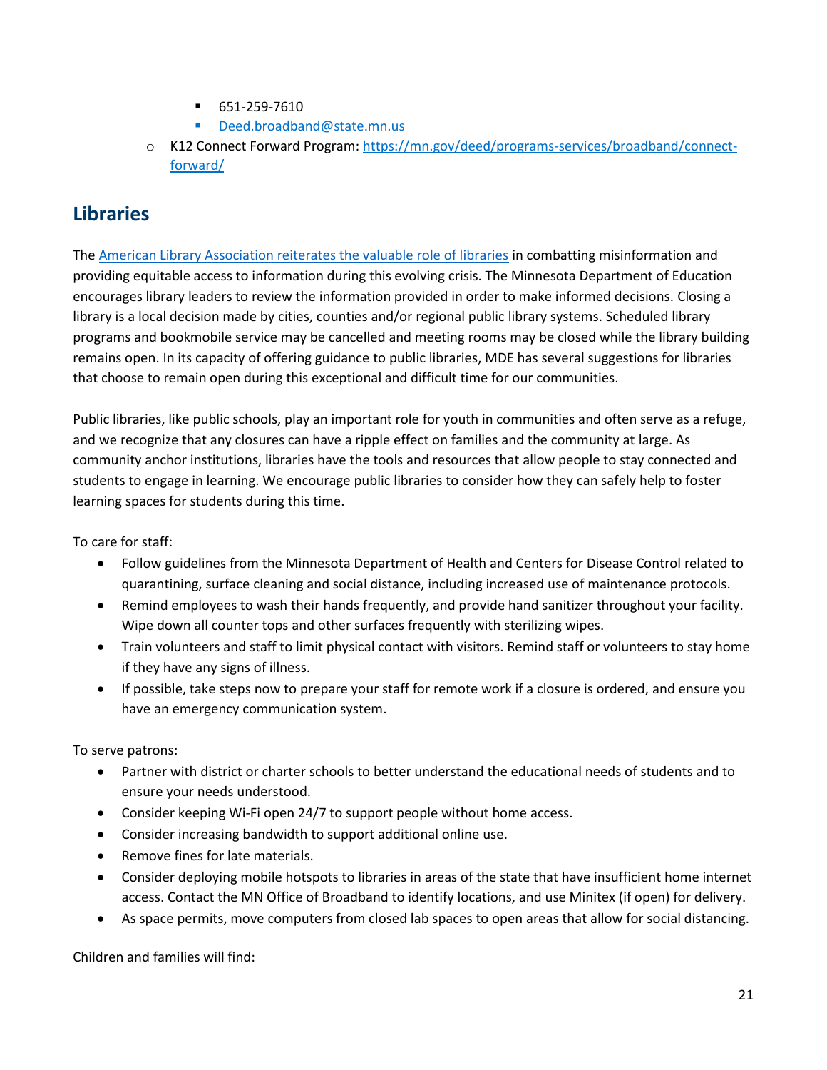- 651-259-7610
        - [Deed.broadband@state.mn.us](mailto:Deed.broadband@state.mn.us)
    - K12 Connect Forward Program: [https://mn.gov/deed/programs-services/broadband/connect-forward/](https://mn.gov/deed/programs-services/broadband/connect-forward/)

## Libraries

The American Library Association reiterates the valuable role of libraries in combatting misinformation and providing equitable access to information during this evolving crisis. The Minnesota Department of Education encourages library leaders to review the information provided in order to make informed decisions. Closing a library is a local decision made by cities, counties and/or regional public library systems. Scheduled library programs and bookmobile service may be cancelled and meeting rooms may be closed while the library building remains open. In its capacity of offering guidance to public libraries, MDE has several suggestions for libraries that choose to remain open during this exceptional and difficult time for our communities.

Public libraries, like public schools, play an important role for youth in communities and often serve as a refuge, and we recognize that any closures can have a ripple effect on families and the community at large. As community anchor institutions, libraries have the tools and resources that allow people to stay connected and students to engage in learning. We encourage public libraries to consider how they can safely help to foster learning spaces for students during this time.

To care for staff:

- Follow guidelines from the Minnesota Department of Health and Centers for Disease Control related to quarantining, surface cleaning and social distance, including increased use of maintenance protocols.
- Remind employees to wash their hands frequently, and provide hand sanitizer throughout your facility. Wipe down all counter tops and other surfaces frequently with sterilizing wipes.
- Train volunteers and staff to limit physical contact with visitors. Remind staff or volunteers to stay home if they have any signs of illness.
- If possible, take steps now to prepare your staff for remote work if a closure is ordered, and ensure you have an emergency communication system.

To serve patrons:

- Partner with district or charter schools to better understand the educational needs of students and to ensure your needs understood.
- Consider keeping Wi-Fi open 24/7 to support people without home access.
- Consider increasing bandwidth to support additional online use.
- Remove fines for late materials.
- Consider deploying mobile hotspots to libraries in areas of the state that have insufficient home internet access. Contact the MN Office of Broadband to identify locations, and use Minitex (if open) for delivery.
- As space permits, move computers from closed lab spaces to open areas that allow for social distancing.

Children and families will find: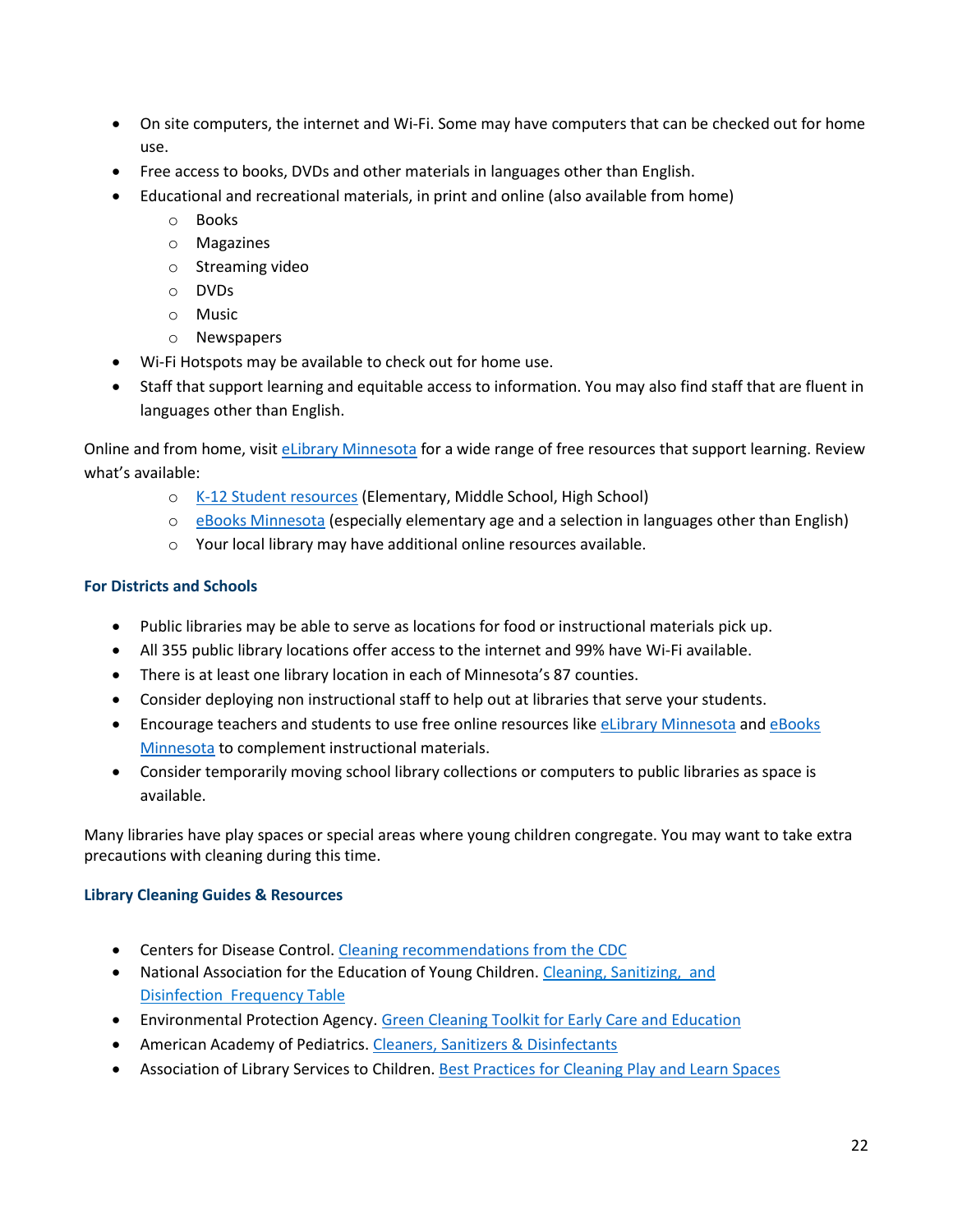- On site computers, the internet and Wi-Fi. Some may have computers that can be checked out for home use.
- Free access to books, DVDs and other materials in languages other than English.
- Educational and recreational materials, in print and online (also available from home)
    - Books
    - Magazines
    - Streaming video
    - DVDs
    - Music
    - Newspapers
- Wi-Fi Hotspots may be available to check out for home use.
- Staff that support learning and equitable access to information. You may also find staff that are fluent in languages other than English.

Online and from home, visit eLibrary Minnesota for a wide range of free resources that support learning. Review what's available:

- K-12 Student resources (Elementary, Middle School, High School)
- eBooks Minnesota (especially elementary age and a selection in languages other than English)
- Your local library may have additional online resources available.

### For Districts and Schools

- Public libraries may be able to serve as locations for food or instructional materials pick up.
- All 355 public library locations offer access to the internet and 99% have Wi-Fi available.
- There is at least one library location in each of Minnesota's 87 counties.
- Consider deploying non instructional staff to help out at libraries that serve your students.
- Encourage teachers and students to use free online resources like eLibrary Minnesota and eBooks Minnesota to complement instructional materials.
- Consider temporarily moving school library collections or computers to public libraries as space is available.

Many libraries have play spaces or special areas where young children congregate. You may want to take extra precautions with cleaning during this time.

### Library Cleaning Guides & Resources

- Centers for Disease Control. Cleaning recommendations from the CDC
- National Association for the Education of Young Children. Cleaning, Sanitizing, and Disinfection Frequency Table
- Environmental Protection Agency. Green Cleaning Toolkit for Early Care and Education
- American Academy of Pediatrics. Cleaners, Sanitizers & Disinfectants
- Association of Library Services to Children. Best Practices for Cleaning Play and Learn Spaces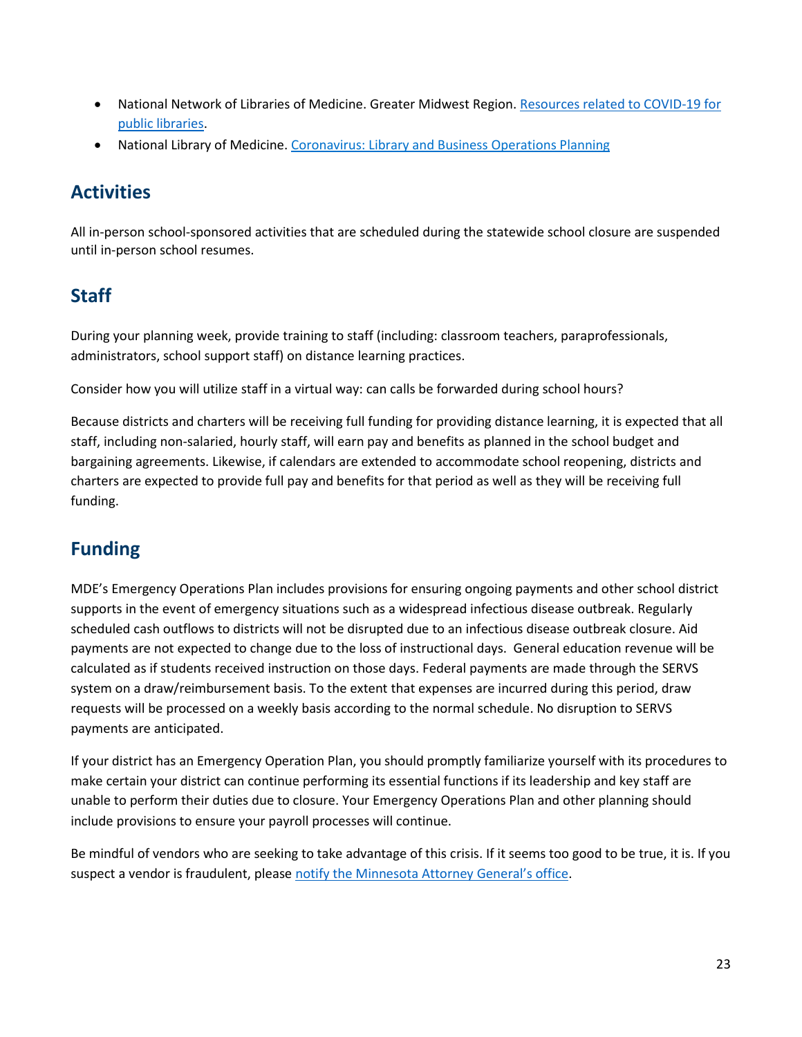- National Network of Libraries of Medicine. Greater Midwest Region. [Resources related to COVID-19 for public libraries]().
- National Library of Medicine. [Coronavirus: Library and Business Operations Planning]()

## Activities

All in-person school-sponsored activities that are scheduled during the statewide school closure are suspended until in-person school resumes.

## Staff

During your planning week, provide training to staff (including: classroom teachers, paraprofessionals, administrators, school support staff) on distance learning practices.

Consider how you will utilize staff in a virtual way: can calls be forwarded during school hours?

Because districts and charters will be receiving full funding for providing distance learning, it is expected that all staff, including non-salaried, hourly staff, will earn pay and benefits as planned in the school budget and bargaining agreements. Likewise, if calendars are extended to accommodate school reopening, districts and charters are expected to provide full pay and benefits for that period as well as they will be receiving full funding.

## Funding

MDE's Emergency Operations Plan includes provisions for ensuring ongoing payments and other school district supports in the event of emergency situations such as a widespread infectious disease outbreak. Regularly scheduled cash outflows to districts will not be disrupted due to an infectious disease outbreak closure. Aid payments are not expected to change due to the loss of instructional days. General education revenue will be calculated as if students received instruction on those days. Federal payments are made through the SERVS system on a draw/reimbursement basis. To the extent that expenses are incurred during this period, draw requests will be processed on a weekly basis according to the normal schedule. No disruption to SERVS payments are anticipated.

If your district has an Emergency Operation Plan, you should promptly familiarize yourself with its procedures to make certain your district can continue performing its essential functions if its leadership and key staff are unable to perform their duties due to closure. Your Emergency Operations Plan and other planning should include provisions to ensure your payroll processes will continue.

Be mindful of vendors who are seeking to take advantage of this crisis. If it seems too good to be true, it is. If you suspect a vendor is fraudulent, please [notify the Minnesota Attorney General's office]().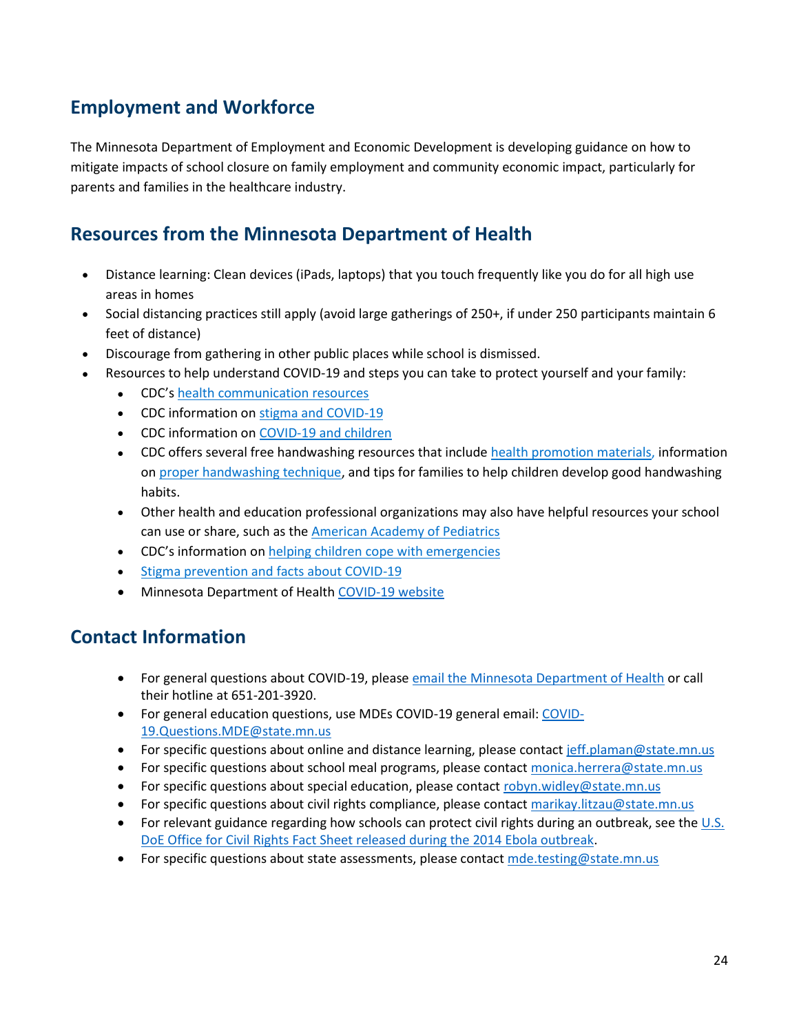## Employment and Workforce

The Minnesota Department of Employment and Economic Development is developing guidance on how to mitigate impacts of school closure on family employment and community economic impact, particularly for parents and families in the healthcare industry.

## Resources from the Minnesota Department of Health

- Distance learning: Clean devices (iPads, laptops) that you touch frequently like you do for all high use areas in homes
- Social distancing practices still apply (avoid large gatherings of 250+, if under 250 participants maintain 6 feet of distance)
- Discourage from gathering in other public places while school is dismissed.
- Resources to help understand COVID-19 and steps you can take to protect yourself and your family:
  - CDC's health communication resources
  - CDC information on stigma and COVID-19
  - CDC information on COVID-19 and children
  - CDC offers several free handwashing resources that include health promotion materials, information on proper handwashing technique, and tips for families to help children develop good handwashing habits.
  - Other health and education professional organizations may also have helpful resources your school can use or share, such as the American Academy of Pediatrics
  - CDC's information on helping children cope with emergencies
  - Stigma prevention and facts about COVID-19
  - Minnesota Department of Health COVID-19 website

## Contact Information

- For general questions about COVID-19, please email the Minnesota Department of Health or call their hotline at 651-201-3920.
- For general education questions, use MDEs COVID-19 general email: COVID-19.Questions.MDE@state.mn.us
- For specific questions about online and distance learning, please contact jeff.plaman@state.mn.us
- For specific questions about school meal programs, please contact monica.herrera@state.mn.us
- For specific questions about special education, please contact robyn.widley@state.mn.us
- For specific questions about civil rights compliance, please contact marikay.litzau@state.mn.us
- For relevant guidance regarding how schools can protect civil rights during an outbreak, see the U.S. DoE Office for Civil Rights Fact Sheet released during the 2014 Ebola outbreak.
- For specific questions about state assessments, please contact mde.testing@state.mn.us